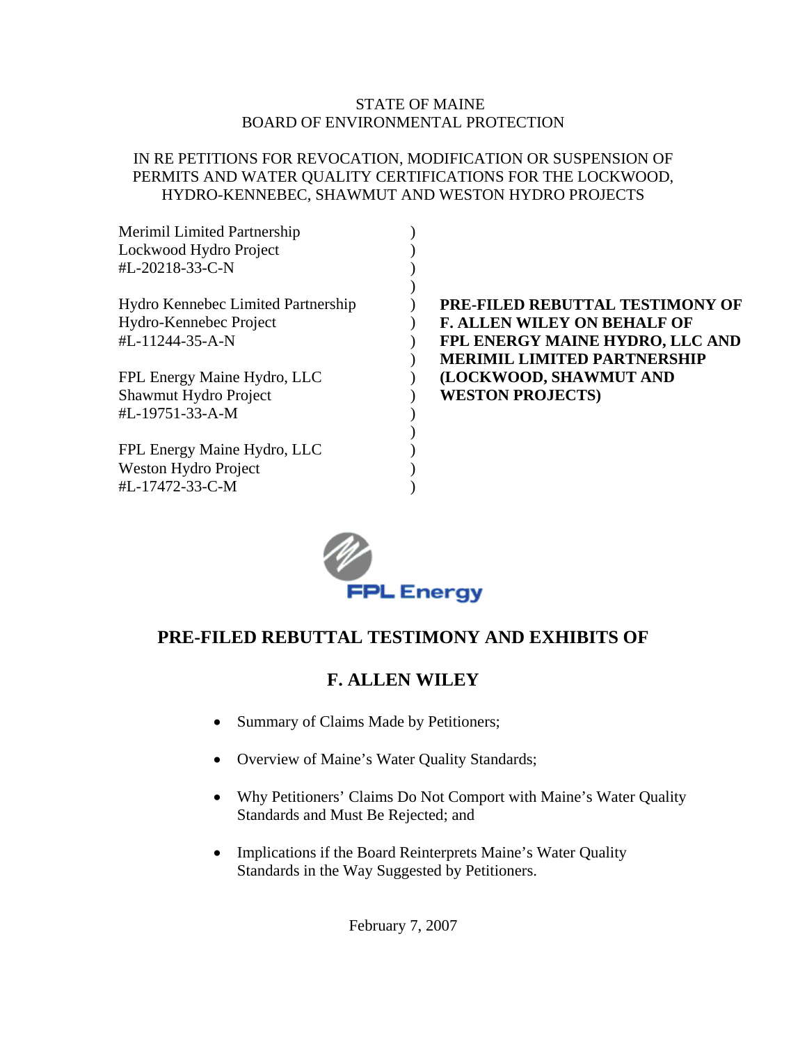STATE OF MAINE
BOARD OF ENVIRONMENTAL PROTECTION

IN RE PETITIONS FOR REVOCATION, MODIFICATION OR SUSPENSION OF PERMITS AND WATER QUALITY CERTIFICATIONS FOR THE LOCKWOOD, HYDRO-KENNEBEC, SHAWMUT AND WESTON HYDRO PROJECTS

| | |
|---|---|
| Merimil Limited Partnership<br>Lockwood Hydro Project<br>#L-20218-33-C-N | |
| Hydro Kennebec Limited Partnership<br>Hydro-Kennebec Project<br>#L-11244-35-A-N | **PRE-FILED REBUTTAL TESTIMONY OF F. ALLEN WILEY ON BEHALF OF FPL ENERGY MAINE HYDRO, LLC AND MERIMIL LIMITED PARTNERSHIP (LOCKWOOD, SHAWMUT AND WESTON PROJECTS)** |
| FPL Energy Maine Hydro, LLC<br>Shawmut Hydro Project<br>#L-19751-33-A-M | |
| FPL Energy Maine Hydro, LLC<br>Weston Hydro Project<br>#L-17472-33-C-M | |

FPL Energy

## PRE-FILED REBUTTAL TESTIMONY AND EXHIBITS OF

## F. ALLEN WILEY

- Summary of Claims Made by Petitioners;
- Overview of Maine's Water Quality Standards;
- Why Petitioners' Claims Do Not Comport with Maine's Water Quality Standards and Must Be Rejected; and
- Implications if the Board Reinterprets Maine's Water Quality Standards in the Way Suggested by Petitioners.

February 7, 2007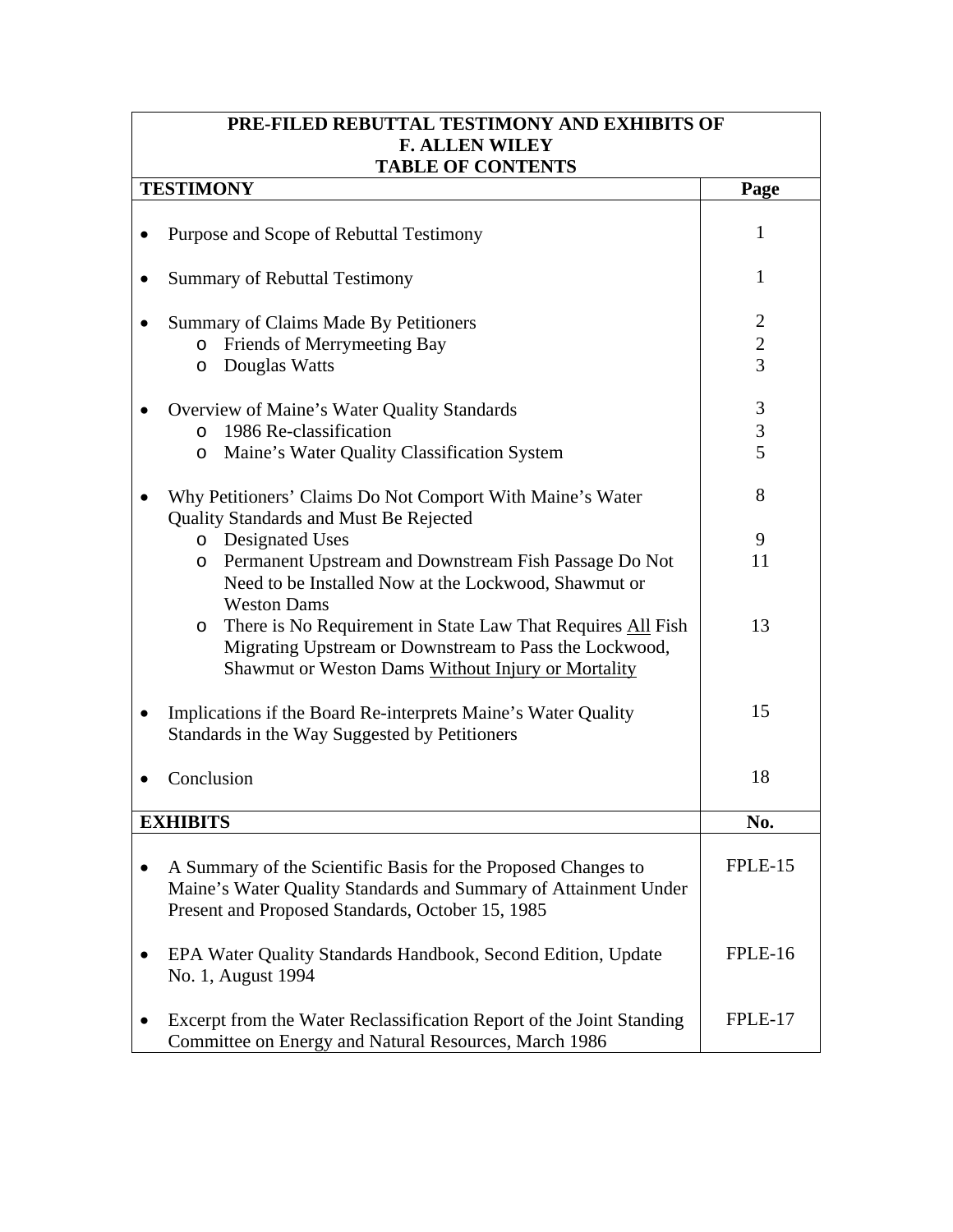**PRE-FILED REBUTTAL TESTIMONY AND EXHIBITS OF**
**F. ALLEN WILEY**
**TABLE OF CONTENTS**

| **TESTIMONY** | **Page** |
|---|---|
| • Purpose and Scope of Rebuttal Testimony | 1 |
| • Summary of Rebuttal Testimony | 1 |
| • Summary of Claims Made By Petitioners | 2 |
| o Friends of Merrymeeting Bay | 2 |
| o Douglas Watts | 3 |
| • Overview of Maine's Water Quality Standards | 3 |
| o 1986 Re-classification | 3 |
| o Maine's Water Quality Classification System | 5 |
| • Why Petitioners' Claims Do Not Comport With Maine's Water Quality Standards and Must Be Rejected | 8 |
| o Designated Uses | 9 |
| o Permanent Upstream and Downstream Fish Passage Do Not Need to be Installed Now at the Lockwood, Shawmut or Weston Dams | 11 |
| o There is No Requirement in State Law That Requires <u>All</u> Fish Migrating Upstream or Downstream to Pass the Lockwood, Shawmut or Weston Dams <u>Without Injury or Mortality</u> | 13 |
| • Implications if the Board Re-interprets Maine's Water Quality Standards in the Way Suggested by Petitioners | 15 |
| • Conclusion | 18 |

| **EXHIBITS** | **No.** |
|---|---|
| • A Summary of the Scientific Basis for the Proposed Changes to Maine's Water Quality Standards and Summary of Attainment Under Present and Proposed Standards, October 15, 1985 | FPLE-15 |
| • EPA Water Quality Standards Handbook, Second Edition, Update No. 1, August 1994 | FPLE-16 |
| • Excerpt from the Water Reclassification Report of the Joint Standing Committee on Energy and Natural Resources, March 1986 | FPLE-17 |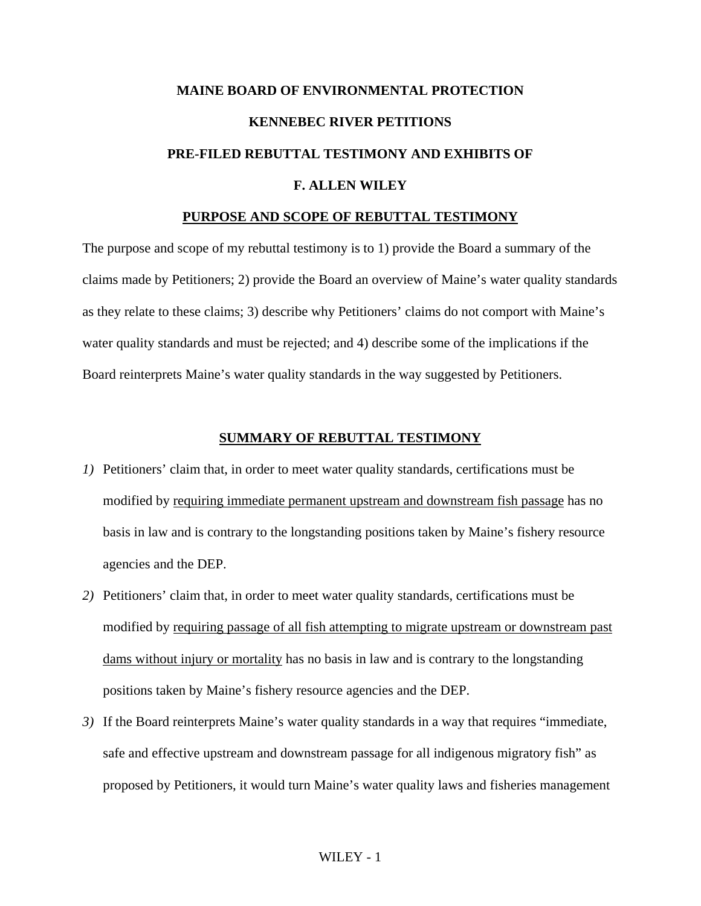**MAINE BOARD OF ENVIRONMENTAL PROTECTION**

**KENNEBEC RIVER PETITIONS**

**PRE-FILED REBUTTAL TESTIMONY AND EXHIBITS OF**

**F. ALLEN WILEY**

## PURPOSE AND SCOPE OF REBUTTAL TESTIMONY

The purpose and scope of my rebuttal testimony is to 1) provide the Board a summary of the claims made by Petitioners; 2) provide the Board an overview of Maine's water quality standards as they relate to these claims; 3) describe why Petitioners' claims do not comport with Maine's water quality standards and must be rejected; and 4) describe some of the implications if the Board reinterprets Maine's water quality standards in the way suggested by Petitioners.

## SUMMARY OF REBUTTAL TESTIMONY

1) Petitioners' claim that, in order to meet water quality standards, certifications must be modified by <u>requiring immediate permanent upstream and downstream fish passage</u> has no basis in law and is contrary to the longstanding positions taken by Maine's fishery resource agencies and the DEP.

2) Petitioners' claim that, in order to meet water quality standards, certifications must be modified by <u>requiring passage of all fish attempting to migrate upstream or downstream past dams without injury or mortality</u> has no basis in law and is contrary to the longstanding positions taken by Maine's fishery resource agencies and the DEP.

3) If the Board reinterprets Maine's water quality standards in a way that requires "immediate, safe and effective upstream and downstream passage for all indigenous migratory fish" as proposed by Petitioners, it would turn Maine's water quality laws and fisheries management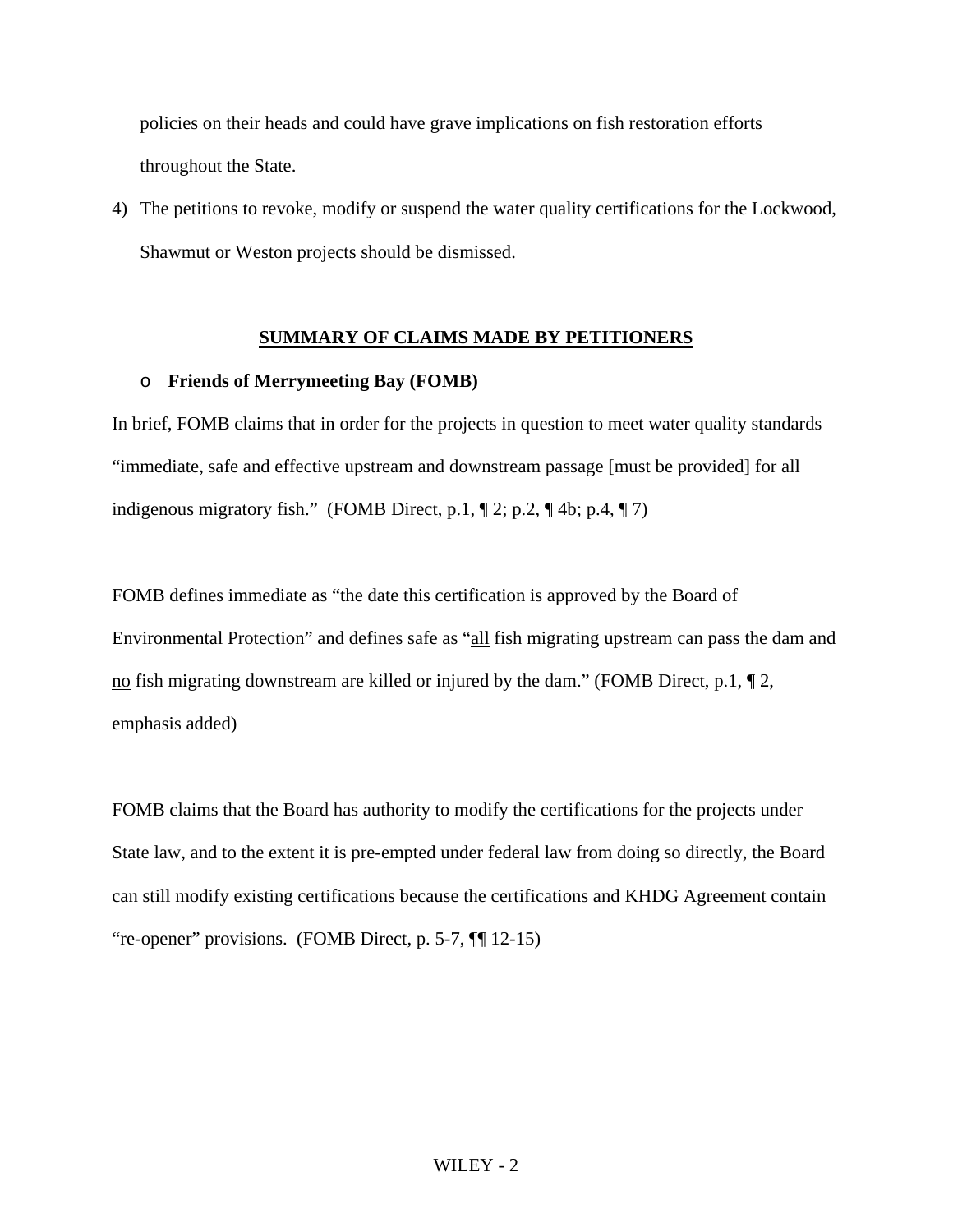policies on their heads and could have grave implications on fish restoration efforts throughout the State.

4) The petitions to revoke, modify or suspend the water quality certifications for the Lockwood, Shawmut or Weston projects should be dismissed.

## SUMMARY OF CLAIMS MADE BY PETITIONERS

- **Friends of Merrymeeting Bay (FOMB)**

In brief, FOMB claims that in order for the projects in question to meet water quality standards "immediate, safe and effective upstream and downstream passage [must be provided] for all indigenous migratory fish." (FOMB Direct, p.1, ¶ 2; p.2, ¶ 4b; p.4, ¶ 7)

FOMB defines immediate as "the date this certification is approved by the Board of Environmental Protection" and defines safe as "all fish migrating upstream can pass the dam and no fish migrating downstream are killed or injured by the dam." (FOMB Direct, p.1, ¶ 2, emphasis added)

FOMB claims that the Board has authority to modify the certifications for the projects under State law, and to the extent it is pre-empted under federal law from doing so directly, the Board can still modify existing certifications because the certifications and KHDG Agreement contain "re-opener" provisions. (FOMB Direct, p. 5-7, ¶¶ 12-15)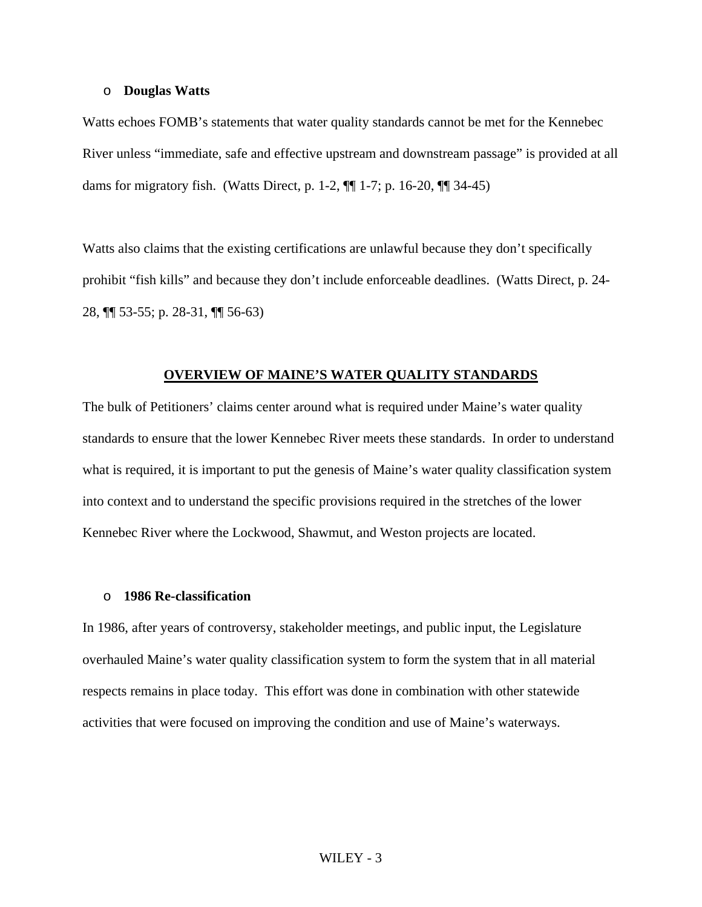- **Douglas Watts**

Watts echoes FOMB's statements that water quality standards cannot be met for the Kennebec River unless "immediate, safe and effective upstream and downstream passage" is provided at all dams for migratory fish. (Watts Direct, p. 1-2, ¶¶ 1-7; p. 16-20, ¶¶ 34-45)

Watts also claims that the existing certifications are unlawful because they don't specifically prohibit "fish kills" and because they don't include enforceable deadlines. (Watts Direct, p. 24-28, ¶¶ 53-55; p. 28-31, ¶¶ 56-63)

## OVERVIEW OF MAINE'S WATER QUALITY STANDARDS

The bulk of Petitioners' claims center around what is required under Maine's water quality standards to ensure that the lower Kennebec River meets these standards. In order to understand what is required, it is important to put the genesis of Maine's water quality classification system into context and to understand the specific provisions required in the stretches of the lower Kennebec River where the Lockwood, Shawmut, and Weston projects are located.

- **1986 Re-classification**

In 1986, after years of controversy, stakeholder meetings, and public input, the Legislature overhauled Maine's water quality classification system to form the system that in all material respects remains in place today. This effort was done in combination with other statewide activities that were focused on improving the condition and use of Maine's waterways.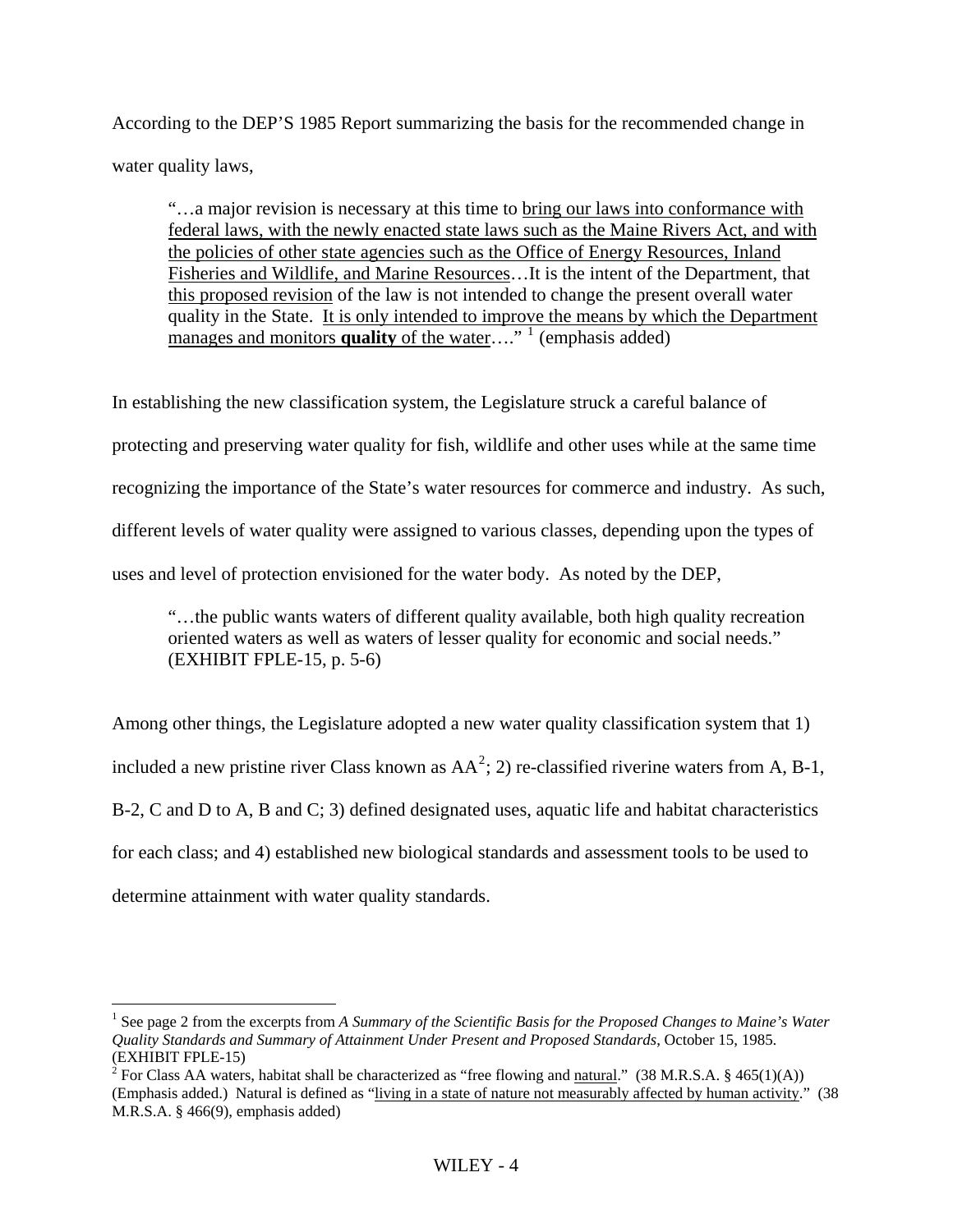According to the DEP'S 1985 Report summarizing the basis for the recommended change in water quality laws,

> "…a major revision is necessary at this time to <u>bring our laws into conformance with federal laws, with the newly enacted state laws such as the Maine Rivers Act, and with the policies of other state agencies such as the Office of Energy Resources, Inland Fisheries and Wildlife, and Marine Resources</u>…It is the intent of the Department, that <u>this proposed revision</u> of the law is not intended to change the present overall water quality in the State. <u>It is only intended to improve the means by which the Department manages and monitors **quality** of the water</u>…." [1] (emphasis added)

In establishing the new classification system, the Legislature struck a careful balance of protecting and preserving water quality for fish, wildlife and other uses while at the same time recognizing the importance of the State's water resources for commerce and industry. As such, different levels of water quality were assigned to various classes, depending upon the types of uses and level of protection envisioned for the water body. As noted by the DEP,

> "…the public wants waters of different quality available, both high quality recreation oriented waters as well as waters of lesser quality for economic and social needs." (EXHIBIT FPLE-15, p. 5-6)

Among other things, the Legislature adopted a new water quality classification system that 1) included a new pristine river Class known as AA[2]; 2) re-classified riverine waters from A, B-1, B-2, C and D to A, B and C; 3) defined designated uses, aquatic life and habitat characteristics for each class; and 4) established new biological standards and assessment tools to be used to determine attainment with water quality standards.

---

[1] See page 2 from the excerpts from *A Summary of the Scientific Basis for the Proposed Changes to Maine's Water Quality Standards and Summary of Attainment Under Present and Proposed Standards*, October 15, 1985. (EXHIBIT FPLE-15)

[2] For Class AA waters, habitat shall be characterized as "free flowing and <u>natural</u>." (38 M.R.S.A. § 465(1)(A)) (Emphasis added.) Natural is defined as "<u>living in a state of nature not measurably affected by human activity</u>." (38 M.R.S.A. § 466(9), emphasis added)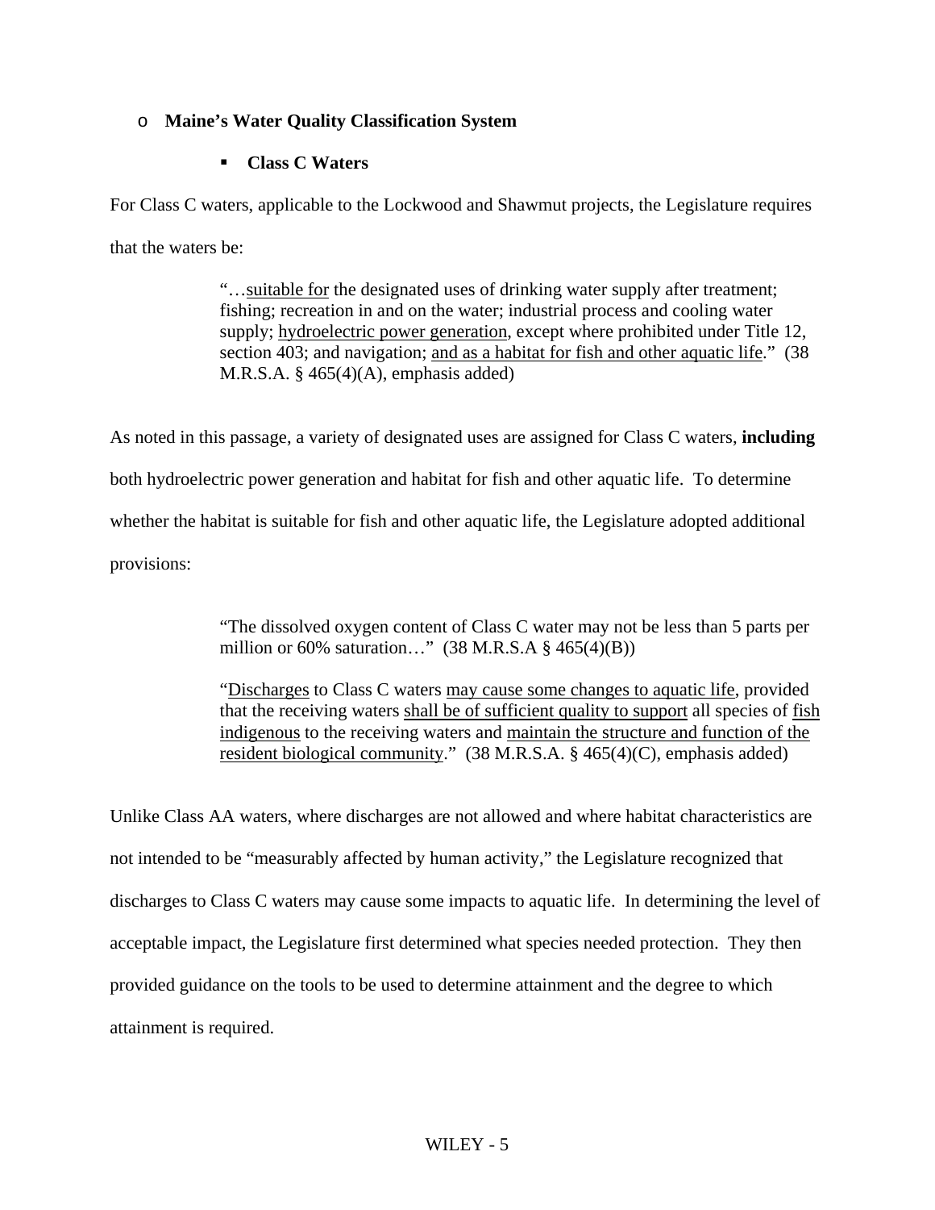- **Maine's Water Quality Classification System**

  - **Class C Waters**

For Class C waters, applicable to the Lockwood and Shawmut projects, the Legislature requires that the waters be:

> "…<u>suitable for</u> the designated uses of drinking water supply after treatment; fishing; recreation in and on the water; industrial process and cooling water supply; <u>hydroelectric power generation</u>, except where prohibited under Title 12, section 403; and navigation; <u>and as a habitat for fish and other aquatic life</u>." (38 M.R.S.A. § 465(4)(A), emphasis added)

As noted in this passage, a variety of designated uses are assigned for Class C waters, **including** both hydroelectric power generation and habitat for fish and other aquatic life. To determine whether the habitat is suitable for fish and other aquatic life, the Legislature adopted additional provisions:

> "The dissolved oxygen content of Class C water may not be less than 5 parts per million or 60% saturation…" (38 M.R.S.A § 465(4)(B))
>
> "<u>Discharges</u> to Class C waters <u>may cause some changes to aquatic life</u>, provided that the receiving waters <u>shall be of sufficient quality to support</u> all species of <u>fish indigenous</u> to the receiving waters and <u>maintain the structure and function of the resident biological community</u>." (38 M.R.S.A. § 465(4)(C), emphasis added)

Unlike Class AA waters, where discharges are not allowed and where habitat characteristics are not intended to be "measurably affected by human activity," the Legislature recognized that discharges to Class C waters may cause some impacts to aquatic life. In determining the level of acceptable impact, the Legislature first determined what species needed protection. They then provided guidance on the tools to be used to determine attainment and the degree to which attainment is required.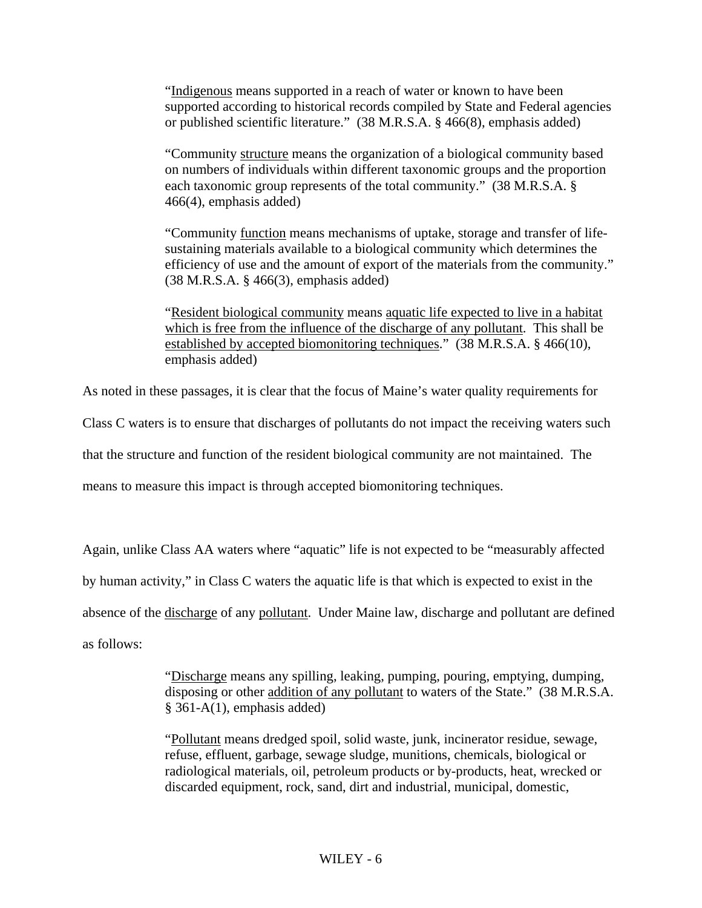> "<u>Indigenous</u> means supported in a reach of water or known to have been supported according to historical records compiled by State and Federal agencies or published scientific literature." (38 M.R.S.A. § 466(8), emphasis added)

> "Community <u>structure</u> means the organization of a biological community based on numbers of individuals within different taxonomic groups and the proportion each taxonomic group represents of the total community." (38 M.R.S.A. § 466(4), emphasis added)

> "Community <u>function</u> means mechanisms of uptake, storage and transfer of life-sustaining materials available to a biological community which determines the efficiency of use and the amount of export of the materials from the community." (38 M.R.S.A. § 466(3), emphasis added)

> "<u>Resident biological community</u> means <u>aquatic life expected to live in a habitat which is free from the influence of the discharge of any pollutant</u>. This shall be <u>established by accepted biomonitoring techniques</u>." (38 M.R.S.A. § 466(10), emphasis added)

As noted in these passages, it is clear that the focus of Maine's water quality requirements for Class C waters is to ensure that discharges of pollutants do not impact the receiving waters such that the structure and function of the resident biological community are not maintained. The means to measure this impact is through accepted biomonitoring techniques.

Again, unlike Class AA waters where "aquatic" life is not expected to be "measurably affected by human activity," in Class C waters the aquatic life is that which is expected to exist in the absence of the <u>discharge</u> of any <u>pollutant</u>. Under Maine law, discharge and pollutant are defined as follows:

> "<u>Discharge</u> means any spilling, leaking, pumping, pouring, emptying, dumping, disposing or other <u>addition of any pollutant</u> to waters of the State." (38 M.R.S.A. § 361-A(1), emphasis added)

> "<u>Pollutant</u> means dredged spoil, solid waste, junk, incinerator residue, sewage, refuse, effluent, garbage, sewage sludge, munitions, chemicals, biological or radiological materials, oil, petroleum products or by-products, heat, wrecked or discarded equipment, rock, sand, dirt and industrial, municipal, domestic,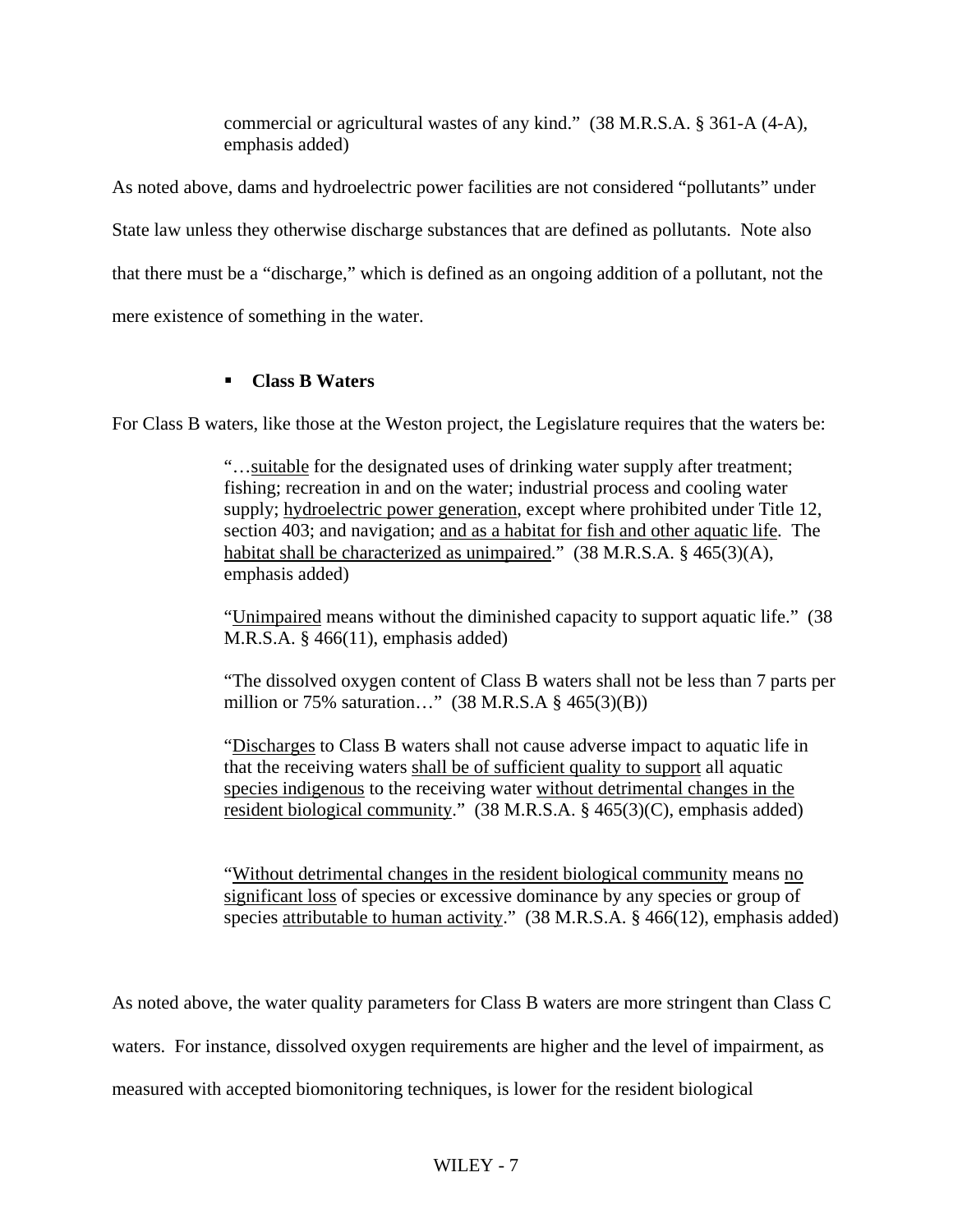> commercial or agricultural wastes of any kind." (38 M.R.S.A. § 361-A (4-A), emphasis added)

As noted above, dams and hydroelectric power facilities are not considered "pollutants" under State law unless they otherwise discharge substances that are defined as pollutants. Note also that there must be a "discharge," which is defined as an ongoing addition of a pollutant, not the mere existence of something in the water.

- **Class B Waters**

For Class B waters, like those at the Weston project, the Legislature requires that the waters be:

> "…suitable for the designated uses of drinking water supply after treatment; fishing; recreation in and on the water; industrial process and cooling water supply; hydroelectric power generation, except where prohibited under Title 12, section 403; and navigation; and as a habitat for fish and other aquatic life. The habitat shall be characterized as unimpaired." (38 M.R.S.A. § 465(3)(A), emphasis added)
>
> "Unimpaired means without the diminished capacity to support aquatic life." (38 M.R.S.A. § 466(11), emphasis added)
>
> "The dissolved oxygen content of Class B waters shall not be less than 7 parts per million or 75% saturation…" (38 M.R.S.A § 465(3)(B))
>
> "Discharges to Class B waters shall not cause adverse impact to aquatic life in that the receiving waters shall be of sufficient quality to support all aquatic species indigenous to the receiving water without detrimental changes in the resident biological community." (38 M.R.S.A. § 465(3)(C), emphasis added)
>
> "Without detrimental changes in the resident biological community means no significant loss of species or excessive dominance by any species or group of species attributable to human activity." (38 M.R.S.A. § 466(12), emphasis added)

As noted above, the water quality parameters for Class B waters are more stringent than Class C waters. For instance, dissolved oxygen requirements are higher and the level of impairment, as measured with accepted biomonitoring techniques, is lower for the resident biological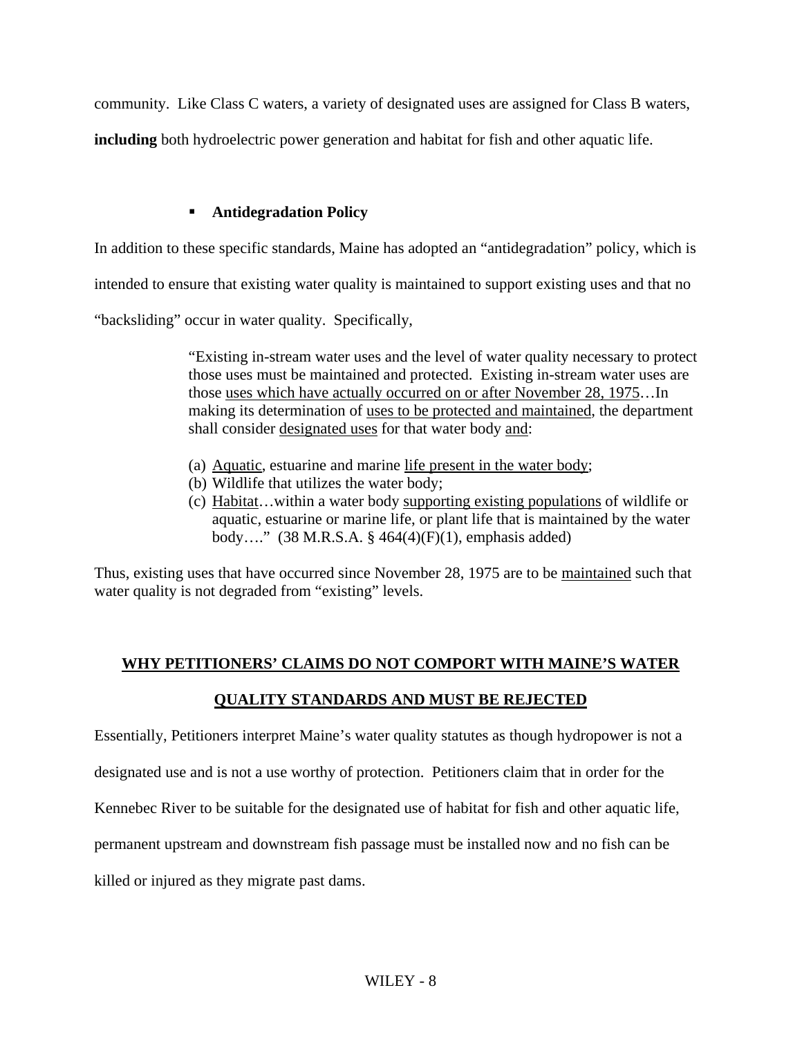community. Like Class C waters, a variety of designated uses are assigned for Class B waters, **including** both hydroelectric power generation and habitat for fish and other aquatic life.

- **Antidegradation Policy**

In addition to these specific standards, Maine has adopted an "antidegradation" policy, which is intended to ensure that existing water quality is maintained to support existing uses and that no "backsliding" occur in water quality. Specifically,

> "Existing in-stream water uses and the level of water quality necessary to protect those uses must be maintained and protected. Existing in-stream water uses are those <u>uses which have actually occurred on or after November 28, 1975</u>…In making its determination of <u>uses to be protected and maintained</u>, the department shall consider <u>designated uses</u> for that water body <u>and</u>:
>
> (a) <u>Aquatic</u>, estuarine and marine <u>life present in the water body</u>;
> (b) Wildlife that utilizes the water body;
> (c) <u>Habitat</u>…within a water body <u>supporting existing populations</u> of wildlife or aquatic, estuarine or marine life, or plant life that is maintained by the water body…." (38 M.R.S.A. § 464(4)(F)(1), emphasis added)

Thus, existing uses that have occurred since November 28, 1975 are to be <u>maintained</u> such that water quality is not degraded from "existing" levels.

## <u>WHY PETITIONERS' CLAIMS DO NOT COMPORT WITH MAINE'S WATER QUALITY STANDARDS AND MUST BE REJECTED</u>

Essentially, Petitioners interpret Maine's water quality statutes as though hydropower is not a designated use and is not a use worthy of protection. Petitioners claim that in order for the Kennebec River to be suitable for the designated use of habitat for fish and other aquatic life, permanent upstream and downstream fish passage must be installed now and no fish can be killed or injured as they migrate past dams.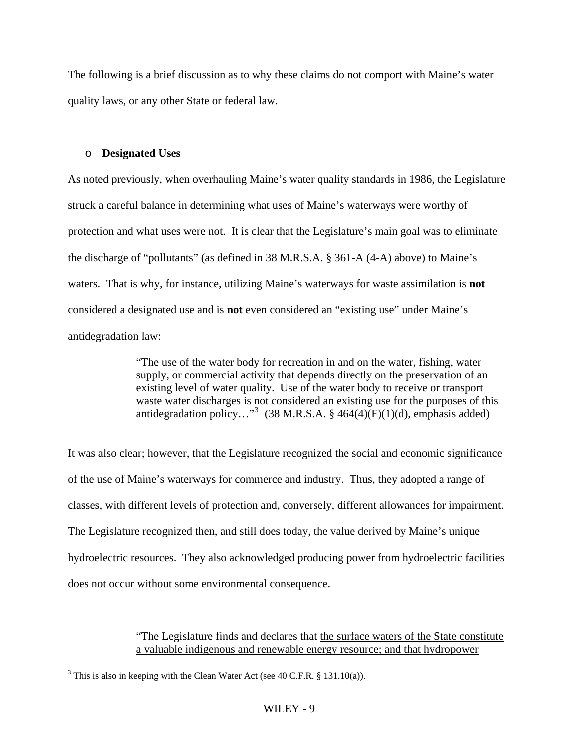The following is a brief discussion as to why these claims do not comport with Maine's water quality laws, or any other State or federal law.

- **Designated Uses**

As noted previously, when overhauling Maine's water quality standards in 1986, the Legislature struck a careful balance in determining what uses of Maine's waterways were worthy of protection and what uses were not. It is clear that the Legislature's main goal was to eliminate the discharge of "pollutants" (as defined in 38 M.R.S.A. § 361-A (4-A) above) to Maine's waters. That is why, for instance, utilizing Maine's waterways for waste assimilation is **not** considered a designated use and is **not** even considered an "existing use" under Maine's antidegradation law:

> "The use of the water body for recreation in and on the water, fishing, water supply, or commercial activity that depends directly on the preservation of an existing level of water quality. <u>Use of the water body to receive or transport waste water discharges is not considered an existing use for the purposes of this antidegradation policy</u>…"[3] (38 M.R.S.A. § 464(4)(F)(1)(d), emphasis added)

It was also clear; however, that the Legislature recognized the social and economic significance of the use of Maine's waterways for commerce and industry. Thus, they adopted a range of classes, with different levels of protection and, conversely, different allowances for impairment. The Legislature recognized then, and still does today, the value derived by Maine's unique hydroelectric resources. They also acknowledged producing power from hydroelectric facilities does not occur without some environmental consequence.

> "The Legislature finds and declares that <u>the surface waters of the State constitute a valuable indigenous and renewable energy resource; and that hydropower</u>

[3] This is also in keeping with the Clean Water Act (see 40 C.F.R. § 131.10(a)).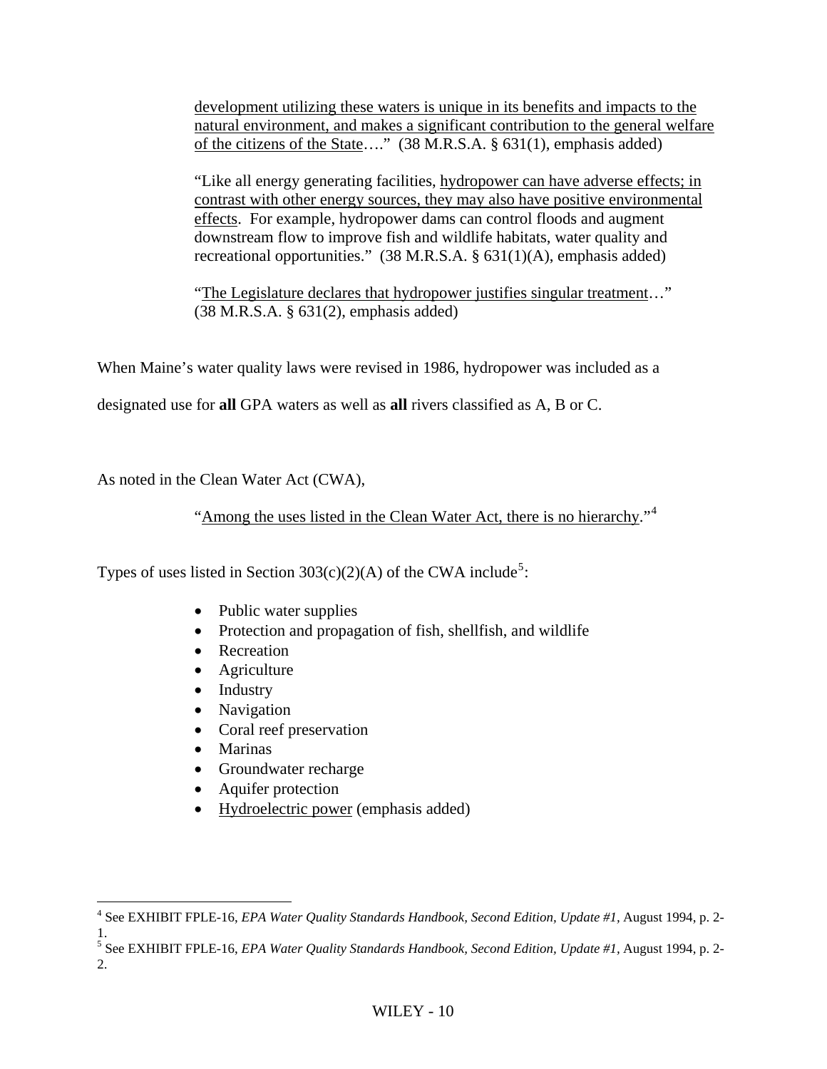> development utilizing these waters is unique in its benefits and impacts to the natural environment, and makes a significant contribution to the general welfare of the citizens of the State…." (38 M.R.S.A. § 631(1), emphasis added)
>
> "Like all energy generating facilities, hydropower can have adverse effects; in contrast with other energy sources, they may also have positive environmental effects. For example, hydropower dams can control floods and augment downstream flow to improve fish and wildlife habitats, water quality and recreational opportunities." (38 M.R.S.A. § 631(1)(A), emphasis added)
>
> "The Legislature declares that hydropower justifies singular treatment…" (38 M.R.S.A. § 631(2), emphasis added)

When Maine's water quality laws were revised in 1986, hydropower was included as a designated use for **all** GPA waters as well as **all** rivers classified as A, B or C.

As noted in the Clean Water Act (CWA),

> "Among the uses listed in the Clean Water Act, there is no hierarchy."[4]

Types of uses listed in Section 303(c)(2)(A) of the CWA include[5]:

- Public water supplies
- Protection and propagation of fish, shellfish, and wildlife
- Recreation
- Agriculture
- Industry
- Navigation
- Coral reef preservation
- Marinas
- Groundwater recharge
- Aquifer protection
- Hydroelectric power (emphasis added)

[4] See EXHIBIT FPLE-16, *EPA Water Quality Standards Handbook, Second Edition, Update #1*, August 1994, p. 2-1.

[5] See EXHIBIT FPLE-16, *EPA Water Quality Standards Handbook, Second Edition, Update #1*, August 1994, p. 2-2.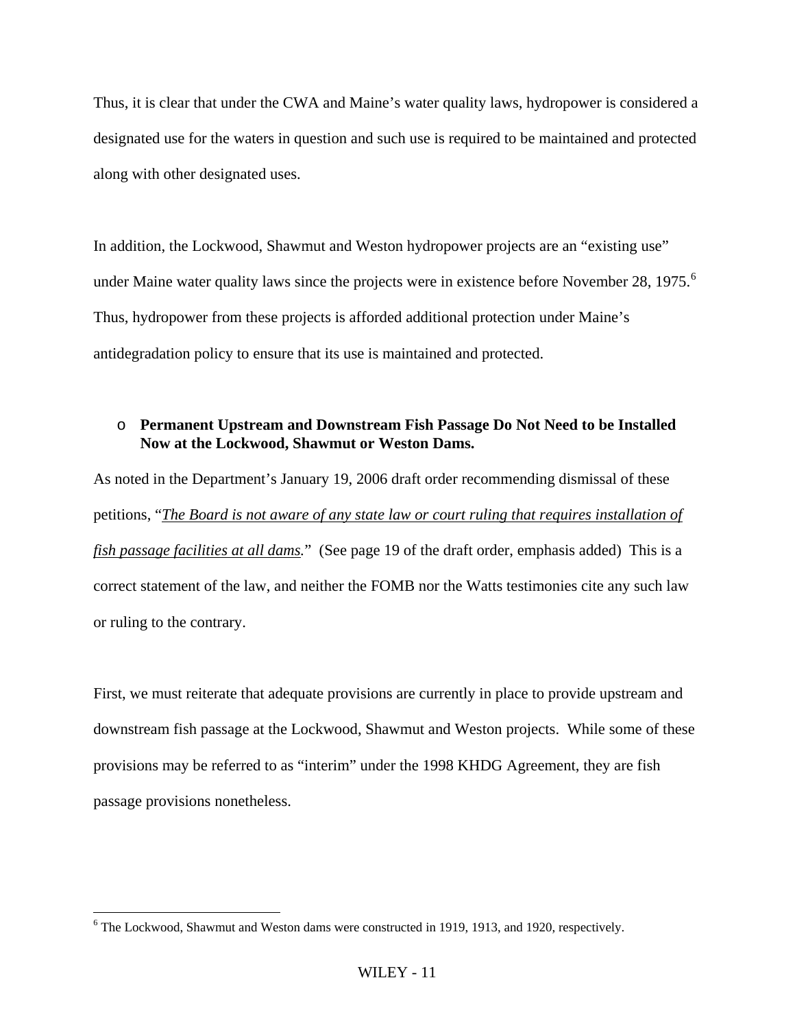Thus, it is clear that under the CWA and Maine's water quality laws, hydropower is considered a designated use for the waters in question and such use is required to be maintained and protected along with other designated uses.

In addition, the Lockwood, Shawmut and Weston hydropower projects are an "existing use" under Maine water quality laws since the projects were in existence before November 28, 1975.[6] Thus, hydropower from these projects is afforded additional protection under Maine's antidegradation policy to ensure that its use is maintained and protected.

- **Permanent Upstream and Downstream Fish Passage Do Not Need to be Installed Now at the Lockwood, Shawmut or Weston Dams.**

As noted in the Department's January 19, 2006 draft order recommending dismissal of these petitions, "*The Board is not aware of any state law or court ruling that requires installation of fish passage facilities at all dams.*" (See page 19 of the draft order, emphasis added) This is a correct statement of the law, and neither the FOMB nor the Watts testimonies cite any such law or ruling to the contrary.

First, we must reiterate that adequate provisions are currently in place to provide upstream and downstream fish passage at the Lockwood, Shawmut and Weston projects. While some of these provisions may be referred to as "interim" under the 1998 KHDG Agreement, they are fish passage provisions nonetheless.

[6] The Lockwood, Shawmut and Weston dams were constructed in 1919, 1913, and 1920, respectively.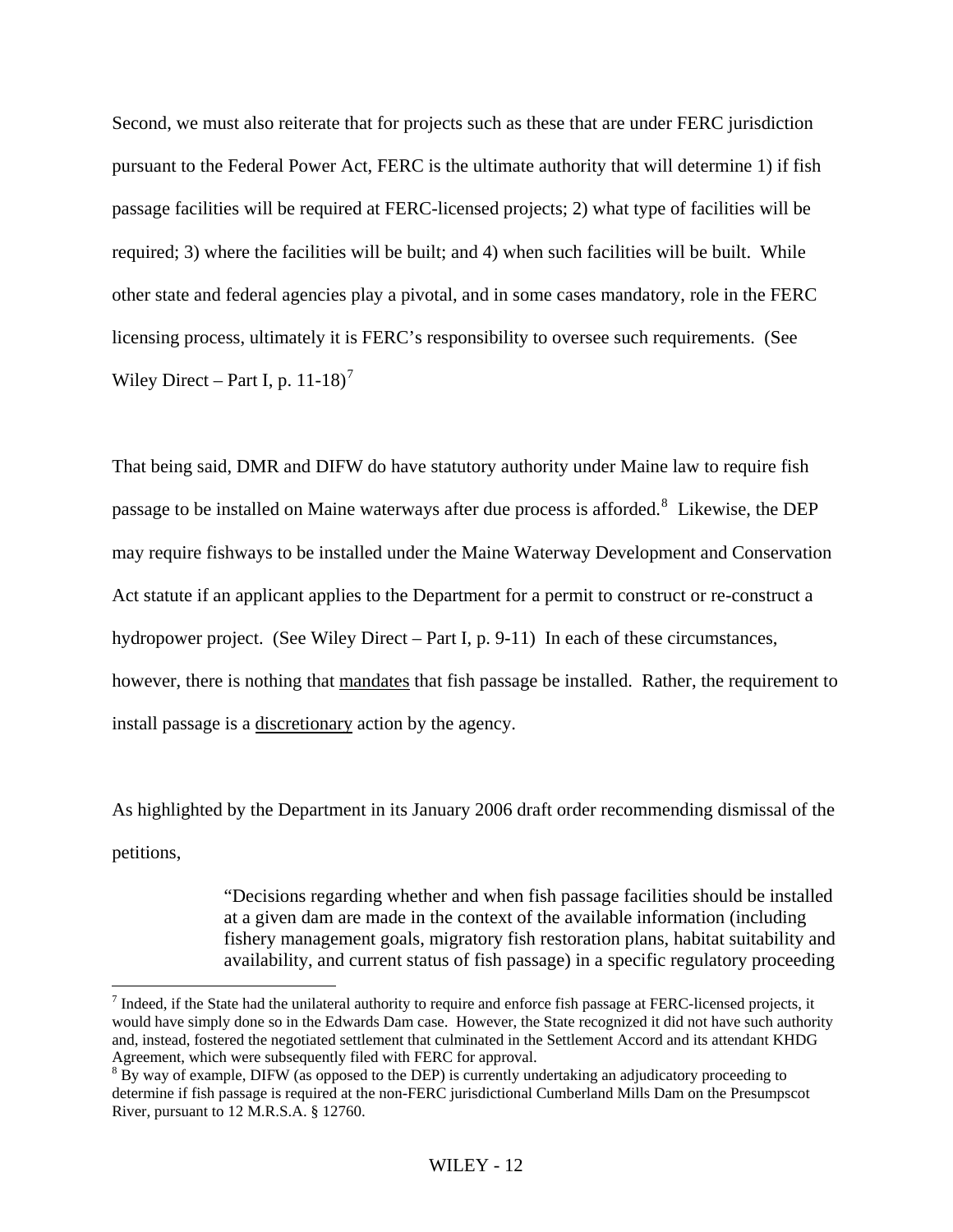Second, we must also reiterate that for projects such as these that are under FERC jurisdiction pursuant to the Federal Power Act, FERC is the ultimate authority that will determine 1) if fish passage facilities will be required at FERC-licensed projects; 2) what type of facilities will be required; 3) where the facilities will be built; and 4) when such facilities will be built. While other state and federal agencies play a pivotal, and in some cases mandatory, role in the FERC licensing process, ultimately it is FERC's responsibility to oversee such requirements. (See Wiley Direct – Part I, p. 11-18)[7]

That being said, DMR and DIFW do have statutory authority under Maine law to require fish passage to be installed on Maine waterways after due process is afforded.[8] Likewise, the DEP may require fishways to be installed under the Maine Waterway Development and Conservation Act statute if an applicant applies to the Department for a permit to construct or re-construct a hydropower project. (See Wiley Direct – Part I, p. 9-11) In each of these circumstances, however, there is nothing that <u>mandates</u> that fish passage be installed. Rather, the requirement to install passage is a <u>discretionary</u> action by the agency.

As highlighted by the Department in its January 2006 draft order recommending dismissal of the petitions,

> "Decisions regarding whether and when fish passage facilities should be installed at a given dam are made in the context of the available information (including fishery management goals, migratory fish restoration plans, habitat suitability and availability, and current status of fish passage) in a specific regulatory proceeding

---

[7] Indeed, if the State had the unilateral authority to require and enforce fish passage at FERC-licensed projects, it would have simply done so in the Edwards Dam case. However, the State recognized it did not have such authority and, instead, fostered the negotiated settlement that culminated in the Settlement Accord and its attendant KHDG Agreement, which were subsequently filed with FERC for approval.

[8] By way of example, DIFW (as opposed to the DEP) is currently undertaking an adjudicatory proceeding to determine if fish passage is required at the non-FERC jurisdictional Cumberland Mills Dam on the Presumpscot River, pursuant to 12 M.R.S.A. § 12760.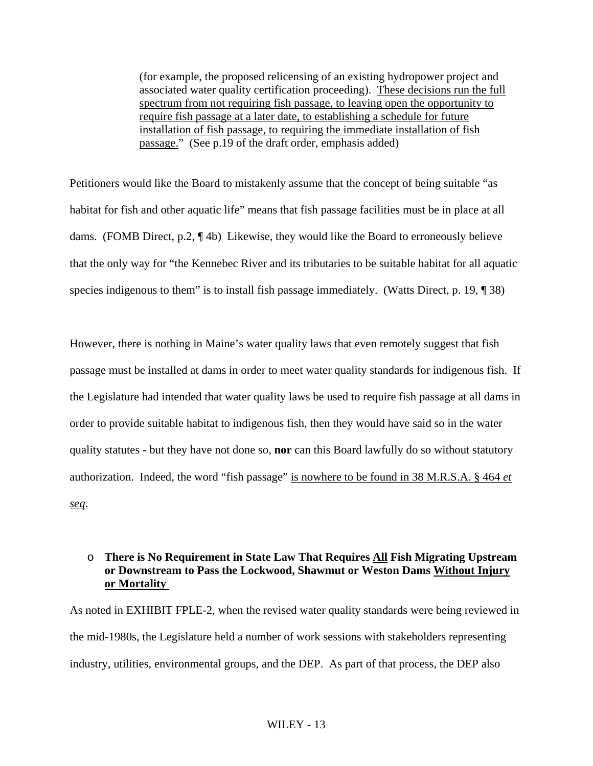> (for example, the proposed relicensing of an existing hydropower project and associated water quality certification proceeding). <u>These decisions run the full spectrum from not requiring fish passage, to leaving open the opportunity to require fish passage at a later date, to establishing a schedule for future installation of fish passage, to requiring the immediate installation of fish passage.</u>" (See p.19 of the draft order, emphasis added)

Petitioners would like the Board to mistakenly assume that the concept of being suitable "as habitat for fish and other aquatic life" means that fish passage facilities must be in place at all dams. (FOMB Direct, p.2, ¶ 4b) Likewise, they would like the Board to erroneously believe that the only way for "the Kennebec River and its tributaries to be suitable habitat for all aquatic species indigenous to them" is to install fish passage immediately. (Watts Direct, p. 19, ¶ 38)

However, there is nothing in Maine's water quality laws that even remotely suggest that fish passage must be installed at dams in order to meet water quality standards for indigenous fish. If the Legislature had intended that water quality laws be used to require fish passage at all dams in order to provide suitable habitat to indigenous fish, then they would have said so in the water quality statutes - but they have not done so, **nor** can this Board lawfully do so without statutory authorization. Indeed, the word "fish passage" <u>is nowhere to be found in 38 M.R.S.A. § 464 *et seq*</u>.

- **There is No Requirement in State Law That Requires <u>All</u> Fish Migrating Upstream or Downstream to Pass the Lockwood, Shawmut or Weston Dams <u>Without Injury or Mortality</u>**

As noted in EXHIBIT FPLE-2, when the revised water quality standards were being reviewed in the mid-1980s, the Legislature held a number of work sessions with stakeholders representing industry, utilities, environmental groups, and the DEP. As part of that process, the DEP also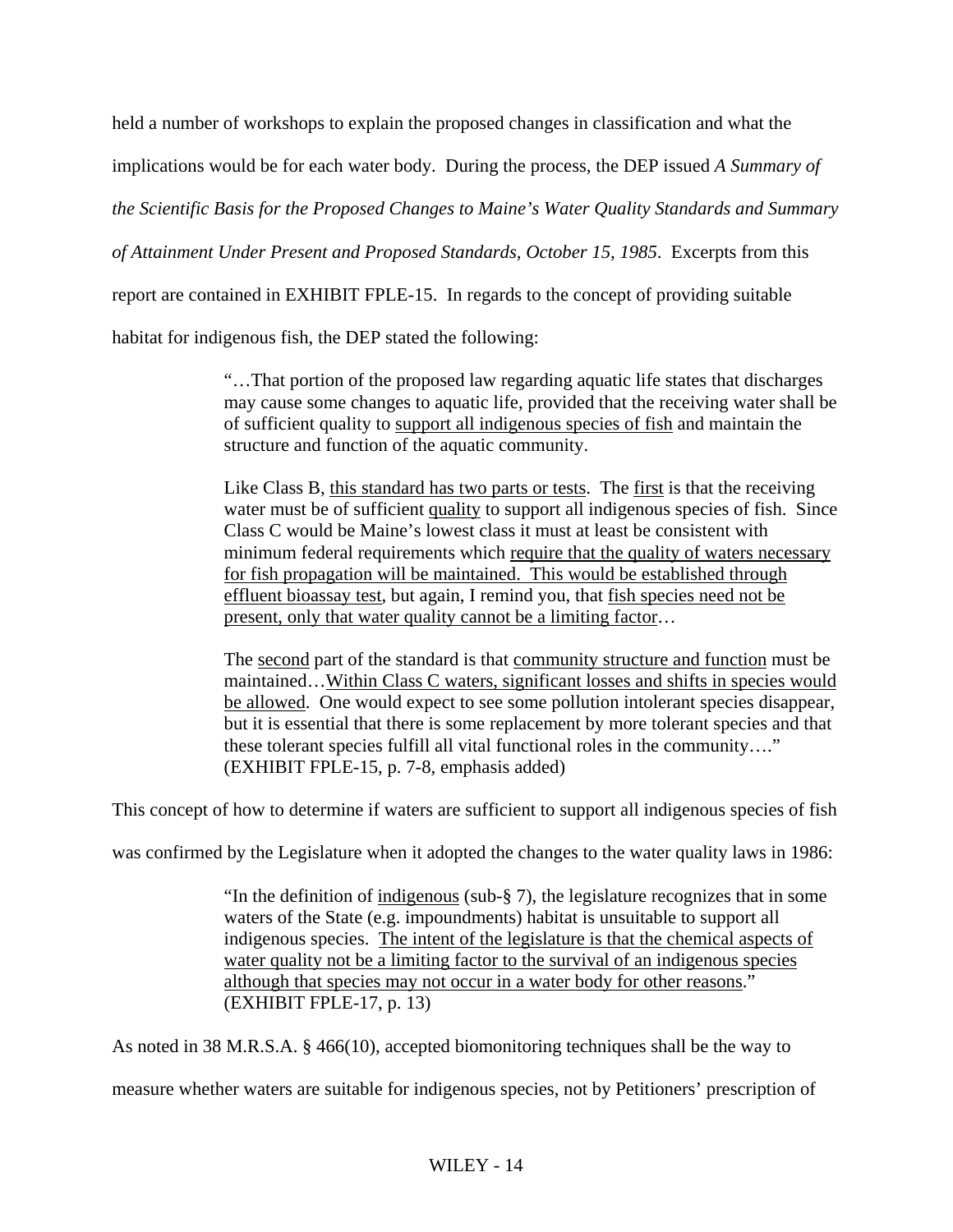held a number of workshops to explain the proposed changes in classification and what the implications would be for each water body. During the process, the DEP issued *A Summary of the Scientific Basis for the Proposed Changes to Maine's Water Quality Standards and Summary of Attainment Under Present and Proposed Standards, October 15, 1985*. Excerpts from this report are contained in EXHIBIT FPLE-15. In regards to the concept of providing suitable habitat for indigenous fish, the DEP stated the following:

> "…That portion of the proposed law regarding aquatic life states that discharges may cause some changes to aquatic life, provided that the receiving water shall be of sufficient quality to <u>support all indigenous species of fish</u> and maintain the structure and function of the aquatic community.
>
> Like Class B, <u>this standard has two parts or tests</u>. The <u>first</u> is that the receiving water must be of sufficient <u>quality</u> to support all indigenous species of fish. Since Class C would be Maine's lowest class it must at least be consistent with minimum federal requirements which <u>require that the quality of waters necessary for fish propagation will be maintained. This would be established through effluent bioassay test</u>, but again, I remind you, that <u>fish species need not be present, only that water quality cannot be a limiting factor</u>…
>
> The <u>second</u> part of the standard is that <u>community structure and function</u> must be maintained…<u>Within Class C waters, significant losses and shifts in species would be allowed</u>. One would expect to see some pollution intolerant species disappear, but it is essential that there is some replacement by more tolerant species and that these tolerant species fulfill all vital functional roles in the community…." (EXHIBIT FPLE-15, p. 7-8, emphasis added)

This concept of how to determine if waters are sufficient to support all indigenous species of fish was confirmed by the Legislature when it adopted the changes to the water quality laws in 1986:

> "In the definition of <u>indigenous</u> (sub-§ 7), the legislature recognizes that in some waters of the State (e.g. impoundments) habitat is unsuitable to support all indigenous species. <u>The intent of the legislature is that the chemical aspects of water quality not be a limiting factor to the survival of an indigenous species although that species may not occur in a water body for other reasons</u>." (EXHIBIT FPLE-17, p. 13)

As noted in 38 M.R.S.A. § 466(10), accepted biomonitoring techniques shall be the way to measure whether waters are suitable for indigenous species, not by Petitioners' prescription of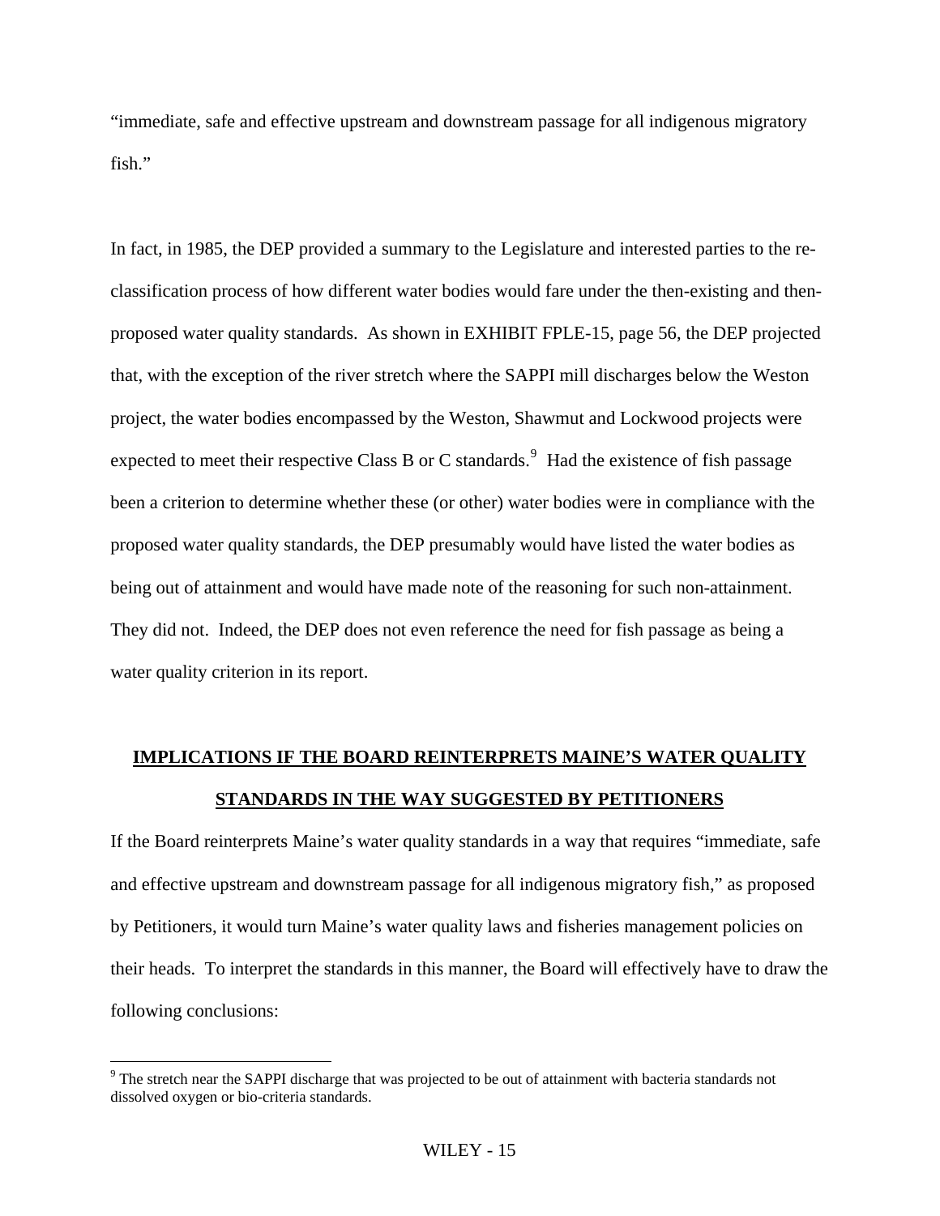"immediate, safe and effective upstream and downstream passage for all indigenous migratory fish."

In fact, in 1985, the DEP provided a summary to the Legislature and interested parties to the re-classification process of how different water bodies would fare under the then-existing and then-proposed water quality standards. As shown in EXHIBIT FPLE-15, page 56, the DEP projected that, with the exception of the river stretch where the SAPPI mill discharges below the Weston project, the water bodies encompassed by the Weston, Shawmut and Lockwood projects were expected to meet their respective Class B or C standards.[9] Had the existence of fish passage been a criterion to determine whether these (or other) water bodies were in compliance with the proposed water quality standards, the DEP presumably would have listed the water bodies as being out of attainment and would have made note of the reasoning for such non-attainment. They did not. Indeed, the DEP does not even reference the need for fish passage as being a water quality criterion in its report.

## IMPLICATIONS IF THE BOARD REINTERPRETS MAINE'S WATER QUALITY STANDARDS IN THE WAY SUGGESTED BY PETITIONERS

If the Board reinterprets Maine's water quality standards in a way that requires "immediate, safe and effective upstream and downstream passage for all indigenous migratory fish," as proposed by Petitioners, it would turn Maine's water quality laws and fisheries management policies on their heads. To interpret the standards in this manner, the Board will effectively have to draw the following conclusions:

[9] The stretch near the SAPPI discharge that was projected to be out of attainment with bacteria standards not dissolved oxygen or bio-criteria standards.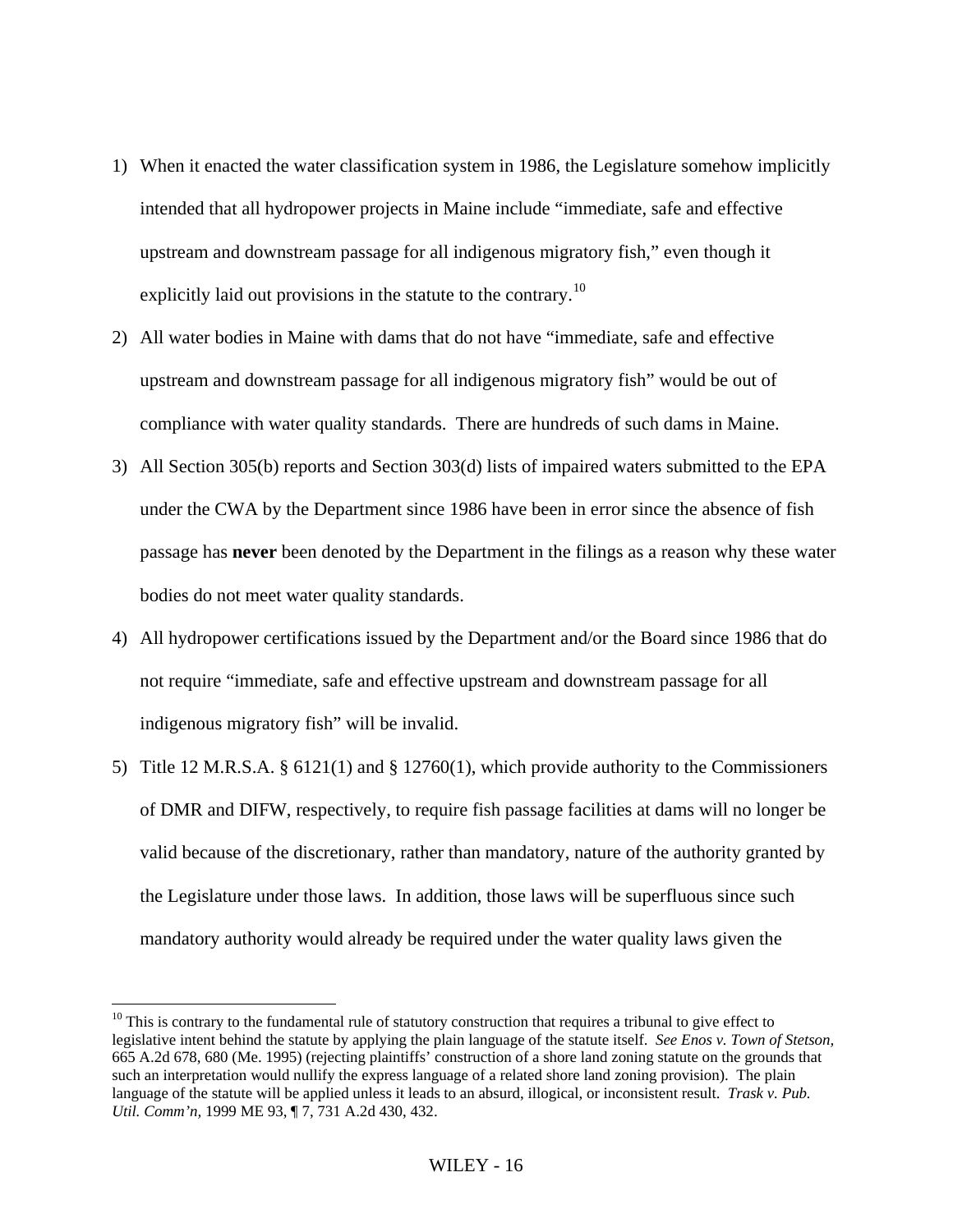1) When it enacted the water classification system in 1986, the Legislature somehow implicitly intended that all hydropower projects in Maine include "immediate, safe and effective upstream and downstream passage for all indigenous migratory fish," even though it explicitly laid out provisions in the statute to the contrary.[10]

2) All water bodies in Maine with dams that do not have "immediate, safe and effective upstream and downstream passage for all indigenous migratory fish" would be out of compliance with water quality standards. There are hundreds of such dams in Maine.

3) All Section 305(b) reports and Section 303(d) lists of impaired waters submitted to the EPA under the CWA by the Department since 1986 have been in error since the absence of fish passage has **never** been denoted by the Department in the filings as a reason why these water bodies do not meet water quality standards.

4) All hydropower certifications issued by the Department and/or the Board since 1986 that do not require "immediate, safe and effective upstream and downstream passage for all indigenous migratory fish" will be invalid.

5) Title 12 M.R.S.A. § 6121(1) and § 12760(1), which provide authority to the Commissioners of DMR and DIFW, respectively, to require fish passage facilities at dams will no longer be valid because of the discretionary, rather than mandatory, nature of the authority granted by the Legislature under those laws. In addition, those laws will be superfluous since such mandatory authority would already be required under the water quality laws given the

---

[10] This is contrary to the fundamental rule of statutory construction that requires a tribunal to give effect to legislative intent behind the statute by applying the plain language of the statute itself. *See Enos v. Town of Stetson,* 665 A.2d 678, 680 (Me. 1995) (rejecting plaintiffs' construction of a shore land zoning statute on the grounds that such an interpretation would nullify the express language of a related shore land zoning provision). The plain language of the statute will be applied unless it leads to an absurd, illogical, or inconsistent result. *Trask v. Pub. Util. Comm'n,* 1999 ME 93, ¶ 7, 731 A.2d 430, 432.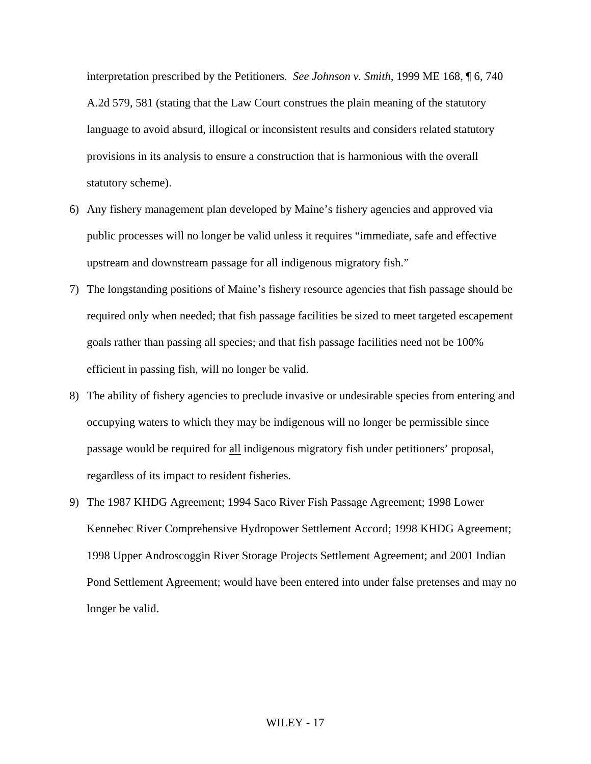interpretation prescribed by the Petitioners. *See Johnson v. Smith*, 1999 ME 168, ¶ 6, 740 A.2d 579, 581 (stating that the Law Court construes the plain meaning of the statutory language to avoid absurd, illogical or inconsistent results and considers related statutory provisions in its analysis to ensure a construction that is harmonious with the overall statutory scheme).

6) Any fishery management plan developed by Maine's fishery agencies and approved via public processes will no longer be valid unless it requires "immediate, safe and effective upstream and downstream passage for all indigenous migratory fish."

7) The longstanding positions of Maine's fishery resource agencies that fish passage should be required only when needed; that fish passage facilities be sized to meet targeted escapement goals rather than passing all species; and that fish passage facilities need not be 100% efficient in passing fish, will no longer be valid.

8) The ability of fishery agencies to preclude invasive or undesirable species from entering and occupying waters to which they may be indigenous will no longer be permissible since passage would be required for <u>all</u> indigenous migratory fish under petitioners' proposal, regardless of its impact to resident fisheries.

9) The 1987 KHDG Agreement; 1994 Saco River Fish Passage Agreement; 1998 Lower Kennebec River Comprehensive Hydropower Settlement Accord; 1998 KHDG Agreement; 1998 Upper Androscoggin River Storage Projects Settlement Agreement; and 2001 Indian Pond Settlement Agreement; would have been entered into under false pretenses and may no longer be valid.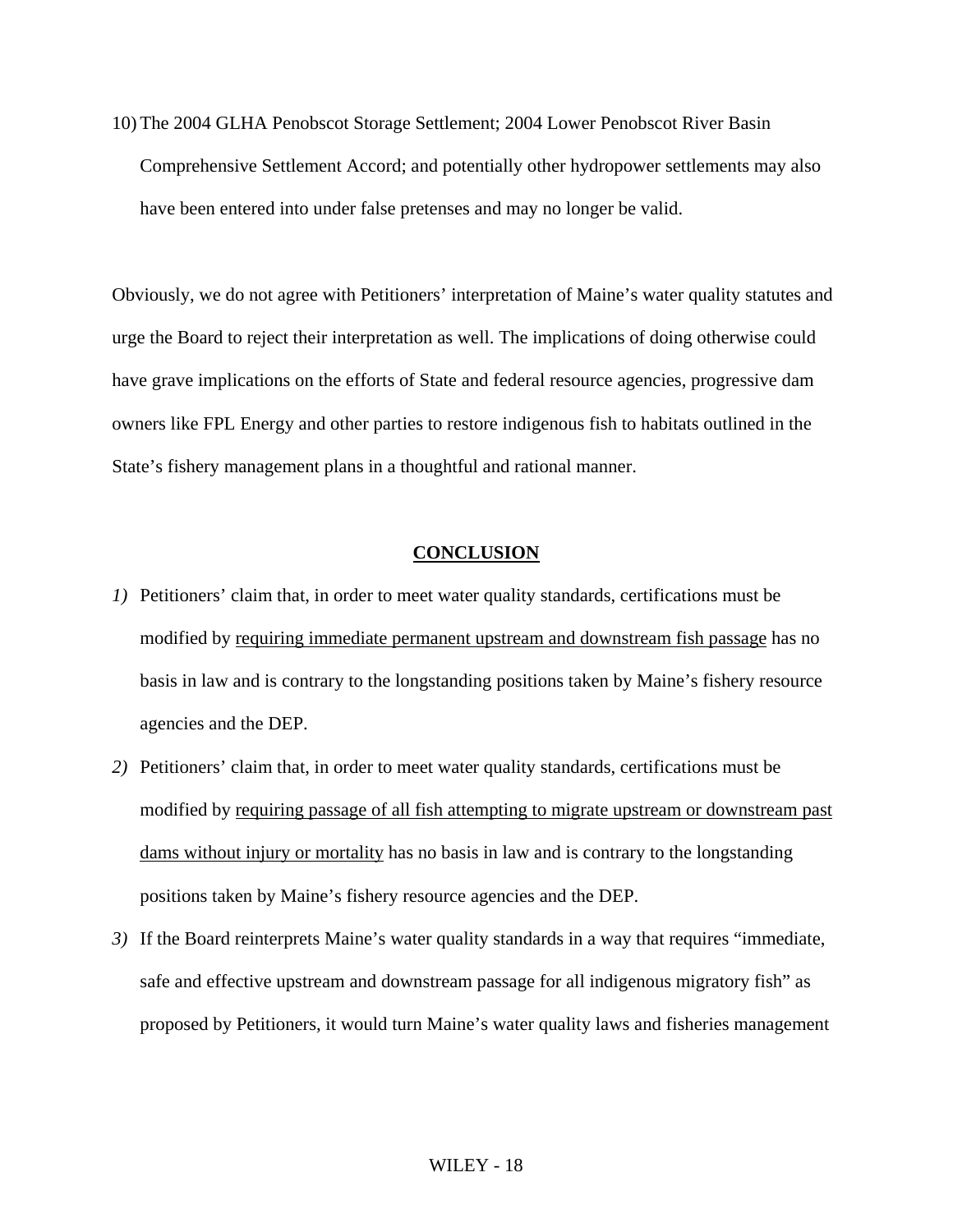10) The 2004 GLHA Penobscot Storage Settlement; 2004 Lower Penobscot River Basin Comprehensive Settlement Accord; and potentially other hydropower settlements may also have been entered into under false pretenses and may no longer be valid.

Obviously, we do not agree with Petitioners' interpretation of Maine's water quality statutes and urge the Board to reject their interpretation as well. The implications of doing otherwise could have grave implications on the efforts of State and federal resource agencies, progressive dam owners like FPL Energy and other parties to restore indigenous fish to habitats outlined in the State's fishery management plans in a thoughtful and rational manner.

## CONCLUSION

*1)* Petitioners' claim that, in order to meet water quality standards, certifications must be modified by <u>requiring immediate permanent upstream and downstream fish passage</u> has no basis in law and is contrary to the longstanding positions taken by Maine's fishery resource agencies and the DEP.

*2)* Petitioners' claim that, in order to meet water quality standards, certifications must be modified by <u>requiring passage of all fish attempting to migrate upstream or downstream past dams without injury or mortality</u> has no basis in law and is contrary to the longstanding positions taken by Maine's fishery resource agencies and the DEP.

*3)* If the Board reinterprets Maine's water quality standards in a way that requires "immediate, safe and effective upstream and downstream passage for all indigenous migratory fish" as proposed by Petitioners, it would turn Maine's water quality laws and fisheries management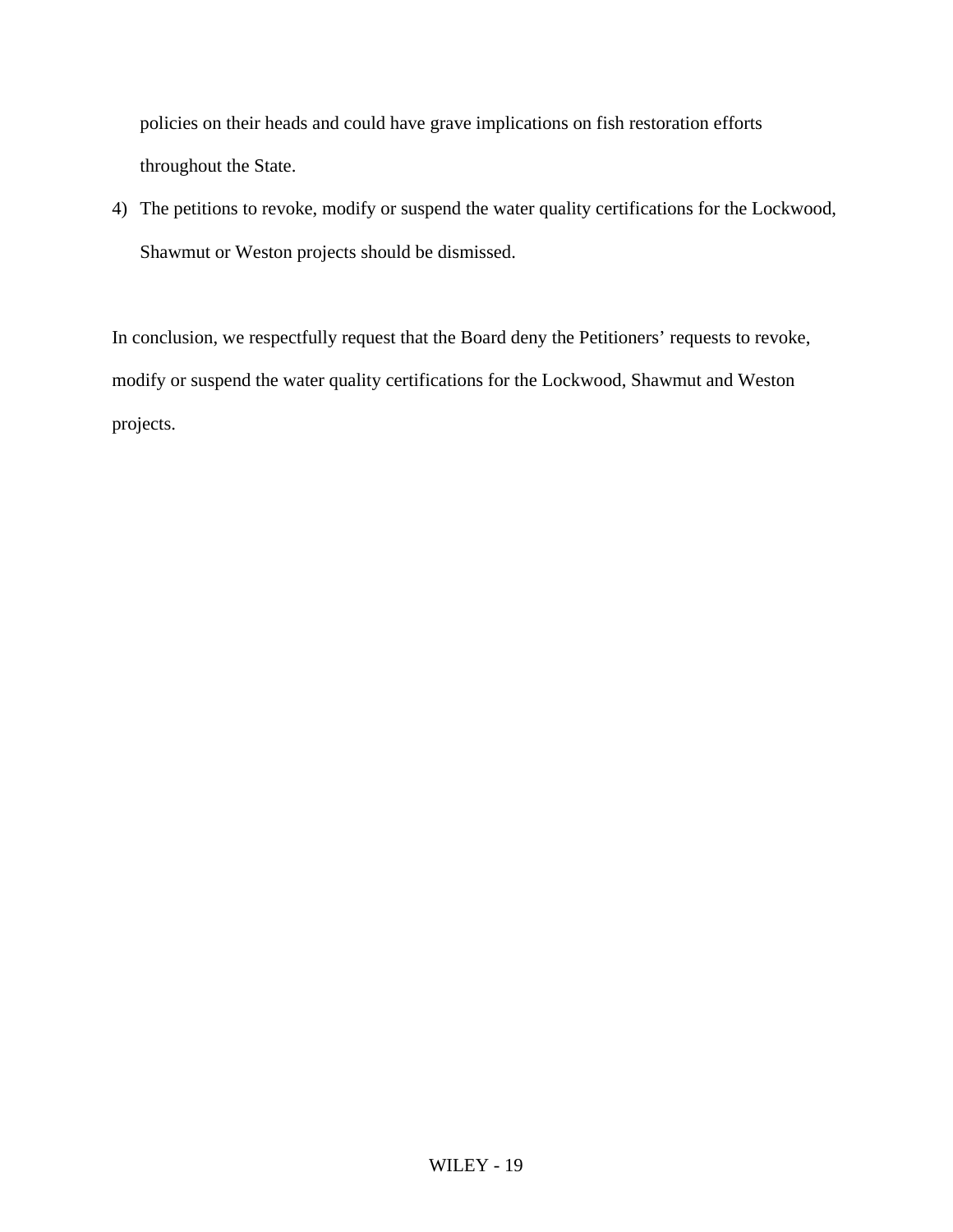policies on their heads and could have grave implications on fish restoration efforts throughout the State.

4) The petitions to revoke, modify or suspend the water quality certifications for the Lockwood, Shawmut or Weston projects should be dismissed.

In conclusion, we respectfully request that the Board deny the Petitioners' requests to revoke, modify or suspend the water quality certifications for the Lockwood, Shawmut and Weston projects.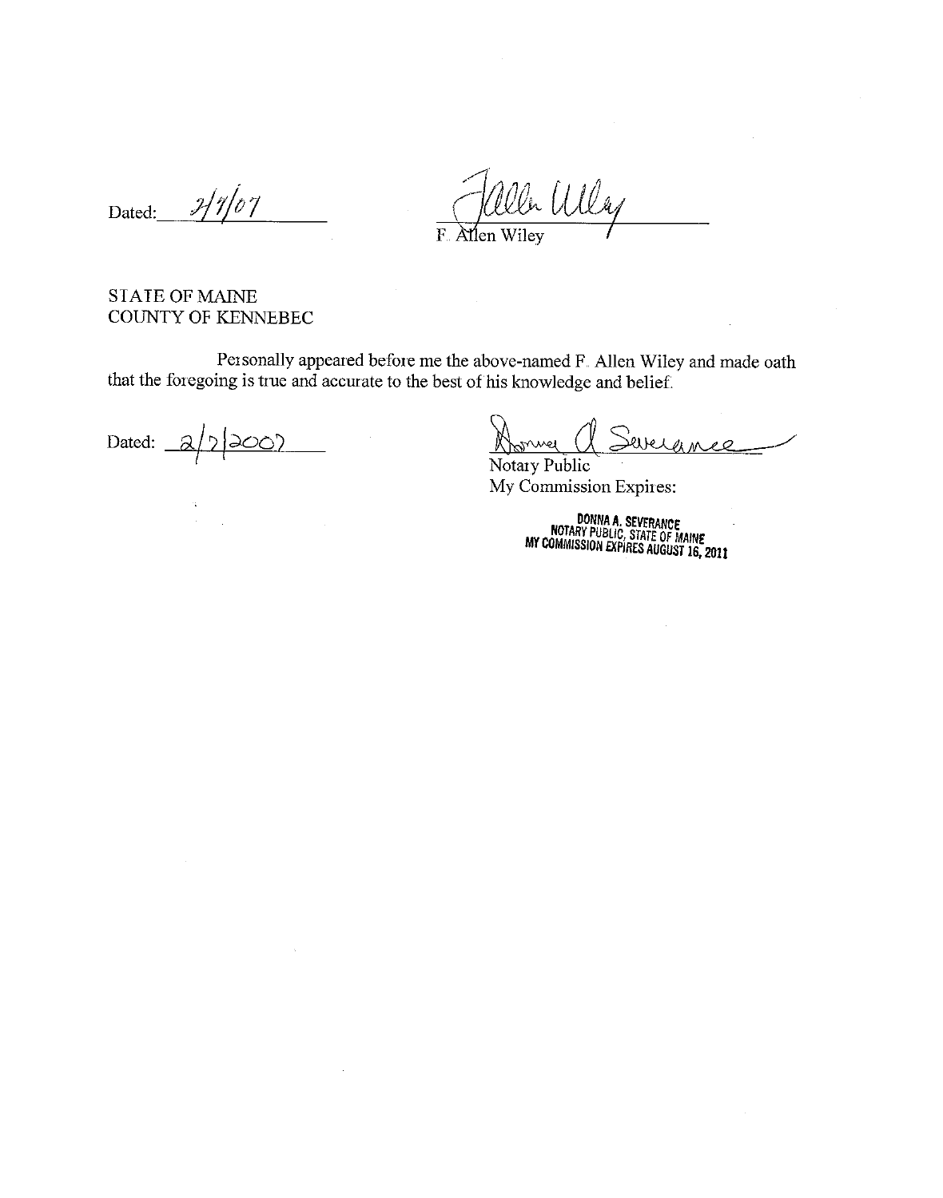Dated: 2/7/07

F. Allen Wiley

STATE OF MAINE
COUNTY OF KENNEBEC

Personally appeared before me the above-named F. Allen Wiley and made oath that the foregoing is true and accurate to the best of his knowledge and belief.

Dated: 2/7/2007

Donna A. Severance
Notary Public
My Commission Expires:

DONNA A. SEVERANCE
NOTARY PUBLIC, STATE OF MAINE
MY COMMISSION EXPIRES AUGUST 16, 2011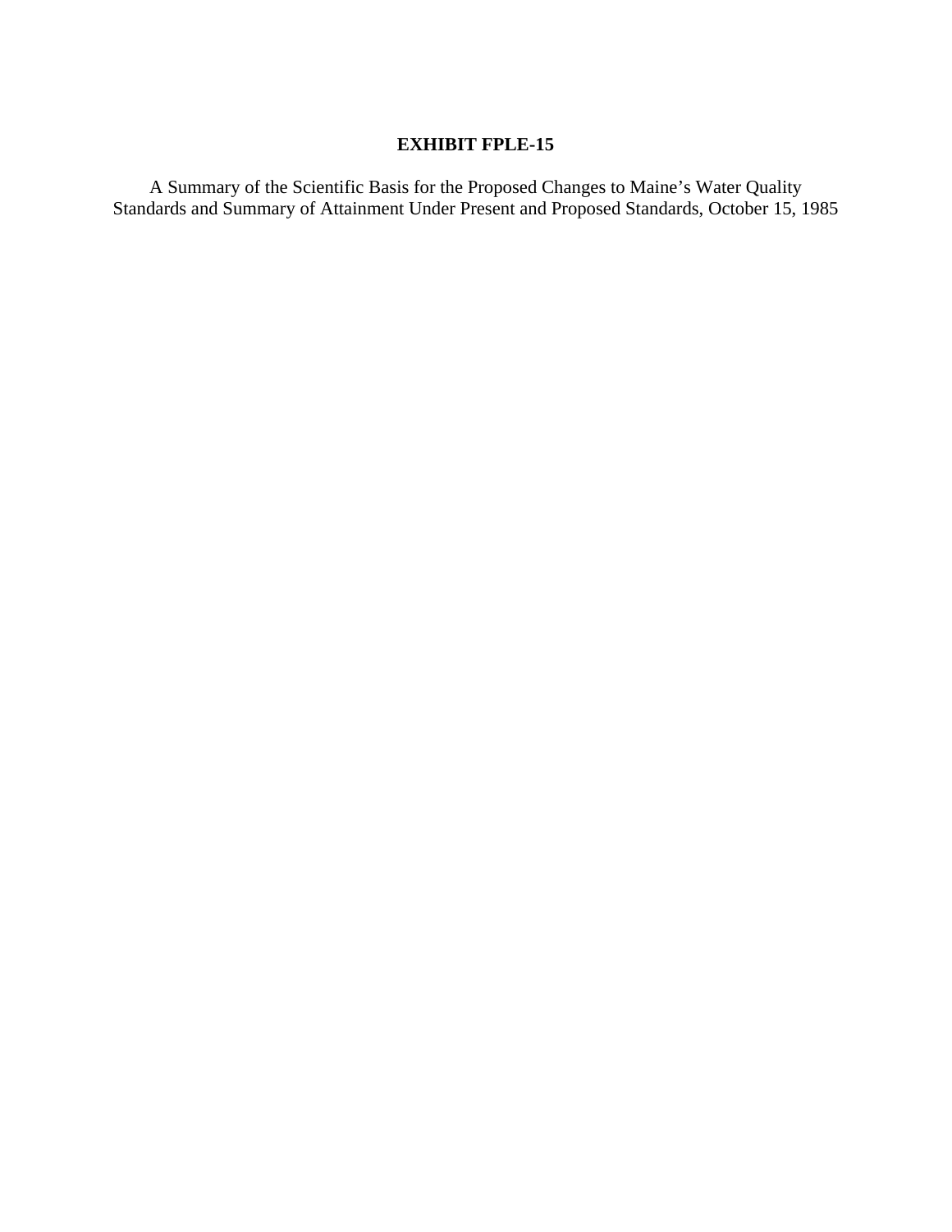# EXHIBIT FPLE-15

A Summary of the Scientific Basis for the Proposed Changes to Maine's Water Quality Standards and Summary of Attainment Under Present and Proposed Standards, October 15, 1985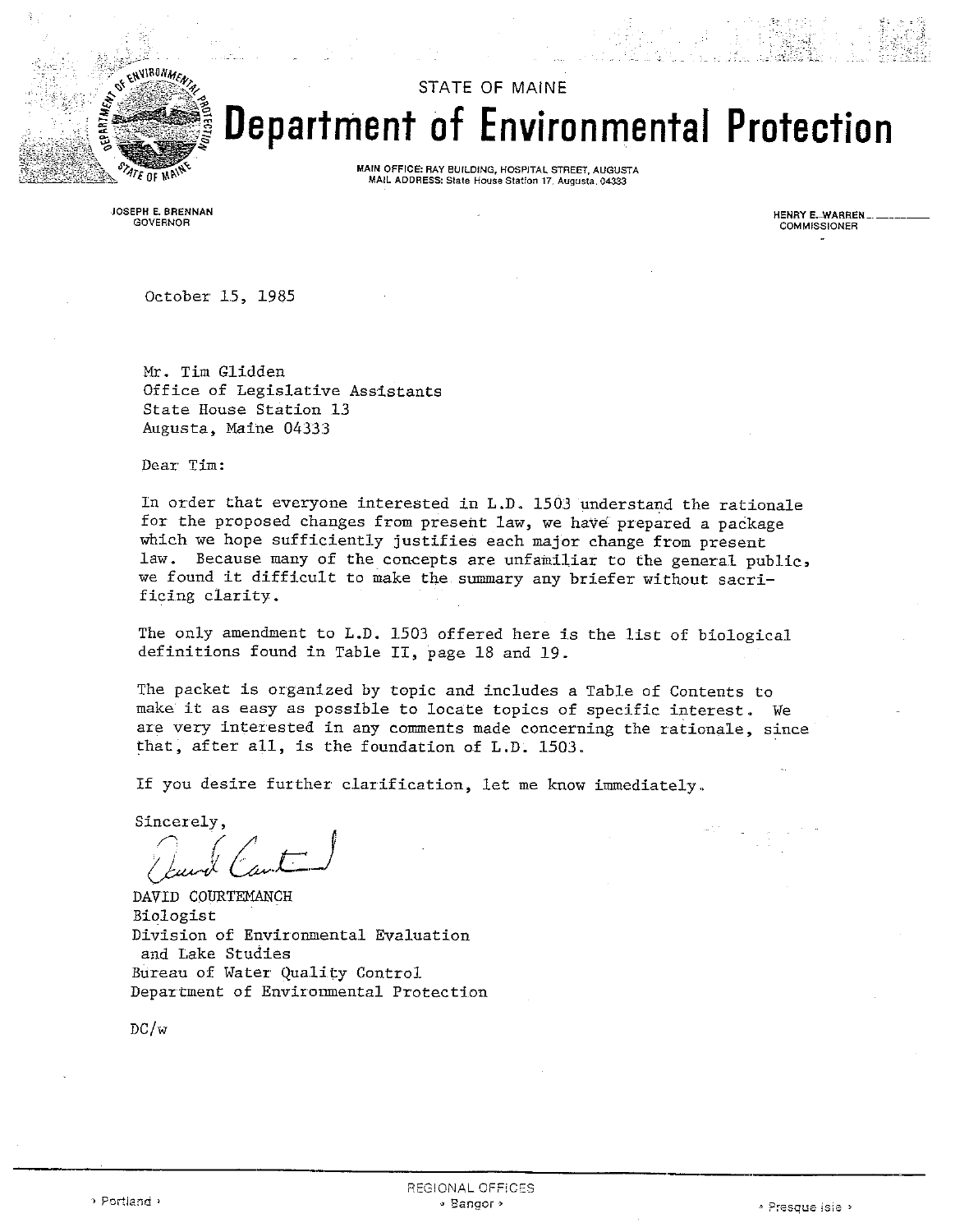STATE OF MAINE

# Department of Environmental Protection

MAIN OFFICE: RAY BUILDING, HOSPITAL STREET, AUGUSTA
MAIL ADDRESS: State House Station 17, Augusta, 04333

JOSEPH E. BRENNAN
GOVERNOR

HENRY E. WARREN
COMMISSIONER

October 15, 1985

Mr. Tim Glidden
Office of Legislative Assistants
State House Station 13
Augusta, Maine 04333

Dear Tim:

In order that everyone interested in L.D. 1503 understand the rationale for the proposed changes from present law, we have prepared a package which we hope sufficiently justifies each major change from present law. Because many of the concepts are unfamiliar to the general public, we found it difficult to make the summary any briefer without sacrificing clarity.

The only amendment to L.D. 1503 offered here is the list of biological definitions found in Table II, page 18 and 19.

The packet is organized by topic and includes a Table of Contents to make it as easy as possible to locate topics of specific interest. We are very interested in any comments made concerning the rationale, since that, after all, is the foundation of L.D. 1503.

If you desire further clarification, let me know immediately.

Sincerely,

DAVID COURTEMANCH
Biologist
Division of Environmental Evaluation
and Lake Studies
Bureau of Water Quality Control
Department of Environmental Protection

DC/w

REGIONAL OFFICES

Portland · Bangor · Presque Isle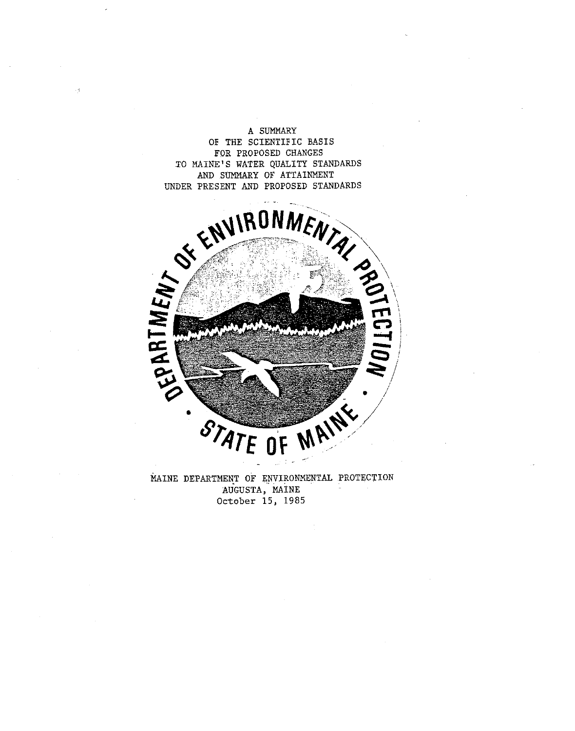A SUMMARY
OF THE SCIENTIFIC BASIS
FOR PROPOSED CHANGES
TO MAINE'S WATER QUALITY STANDARDS
AND SUMMARY OF ATTAINMENT
UNDER PRESENT AND PROPOSED STANDARDS

DEPARTMENT OF ENVIRONMENTAL PROTECTION • STATE OF MAINE •

MAINE DEPARTMENT OF ENVIRONMENTAL PROTECTION
AUGUSTA, MAINE
October 15, 1985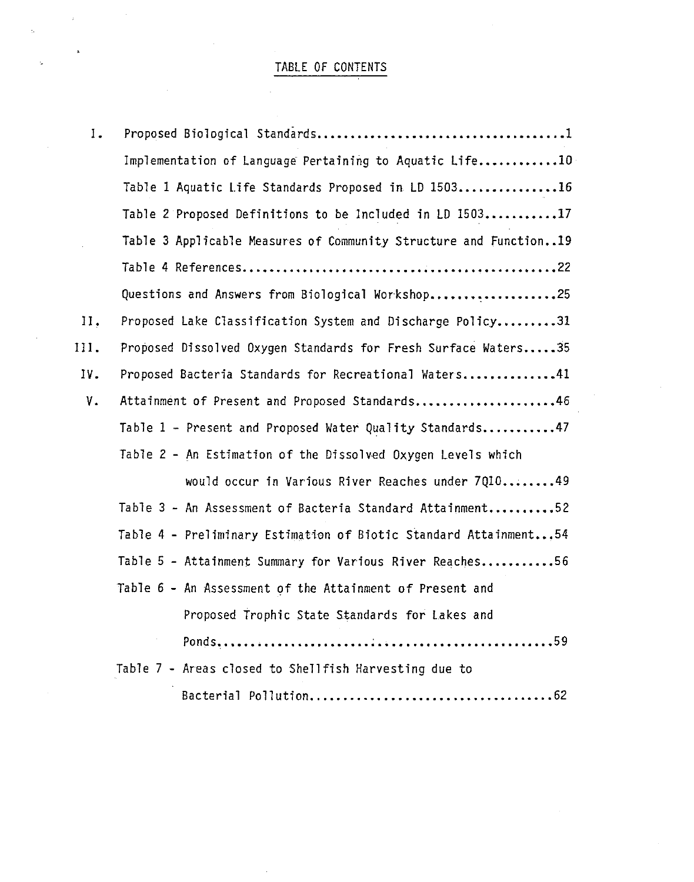# TABLE OF CONTENTS

I. Proposed Biological Standards....................................1

- Implementation of Language Pertaining to Aquatic Life............10
- Table 1 Aquatic Life Standards Proposed in LD 1503...............16
- Table 2 Proposed Definitions to be Included in LD 1503...........17
- Table 3 Applicable Measures of Community Structure and Function..19
- Table 4 References...............................................22
- Questions and Answers from Biological Workshop...................25

II. Proposed Lake Classification System and Discharge Policy.........31

III. Proposed Dissolved Oxygen Standards for Fresh Surface Waters.....35

IV. Proposed Bacteria Standards for Recreational Waters..............41

V. Attainment of Present and Proposed Standards.....................46

- Table 1 - Present and Proposed Water Quality Standards...........47
- Table 2 - An Estimation of the Dissolved Oxygen Levels which would occur in Various River Reaches under 7Q10........49
- Table 3 - An Assessment of Bacteria Standard Attainment..........52
- Table 4 - Preliminary Estimation of Biotic Standard Attainment...54
- Table 5 - Attainment Summary for Various River Reaches...........56
- Table 6 - An Assessment of the Attainment of Present and Proposed Trophic State Standards for Lakes and Ponds..................................................59
- Table 7 - Areas closed to Shellfish Harvesting due to Bacterial Pollution....................................62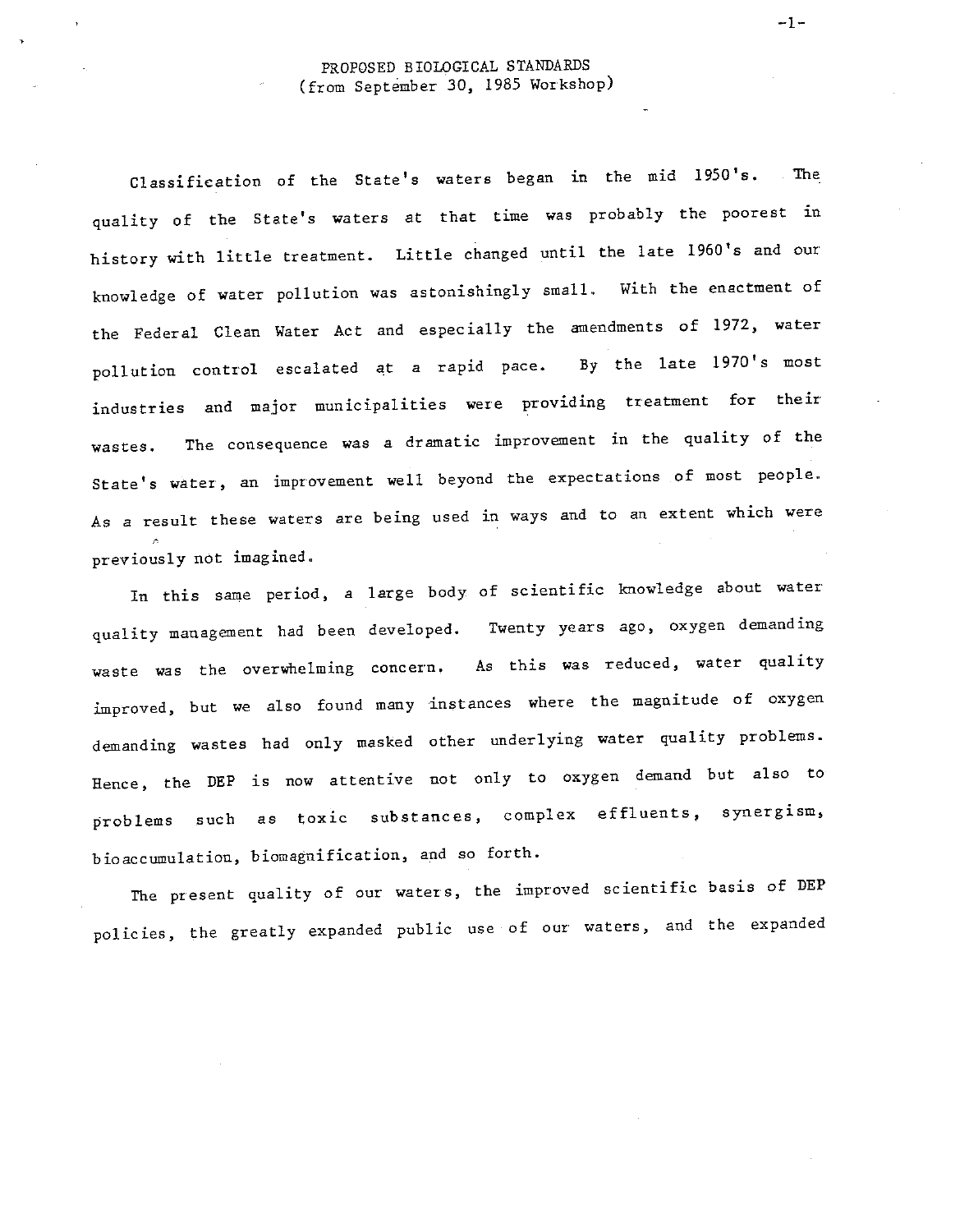PROPOSED BIOLOGICAL STANDARDS
(from September 30, 1985 Workshop)

Classification of the State's waters began in the mid 1950's. The quality of the State's waters at that time was probably the poorest in history with little treatment. Little changed until the late 1960's and our knowledge of water pollution was astonishingly small. With the enactment of the Federal Clean Water Act and especially the amendments of 1972, water pollution control escalated at a rapid pace. By the late 1970's most industries and major municipalities were providing treatment for their wastes. The consequence was a dramatic improvement in the quality of the State's water, an improvement well beyond the expectations of most people. As a result these waters are being used in ways and to an extent which were previously not imagined.

In this same period, a large body of scientific knowledge about water quality management had been developed. Twenty years ago, oxygen demanding waste was the overwhelming concern. As this was reduced, water quality improved, but we also found many instances where the magnitude of oxygen demanding wastes had only masked other underlying water quality problems. Hence, the DEP is now attentive not only to oxygen demand but also to problems such as toxic substances, complex effluents, synergism, bioaccumulation, biomagnification, and so forth.

The present quality of our waters, the improved scientific basis of DEP policies, the greatly expanded public use of our waters, and the expanded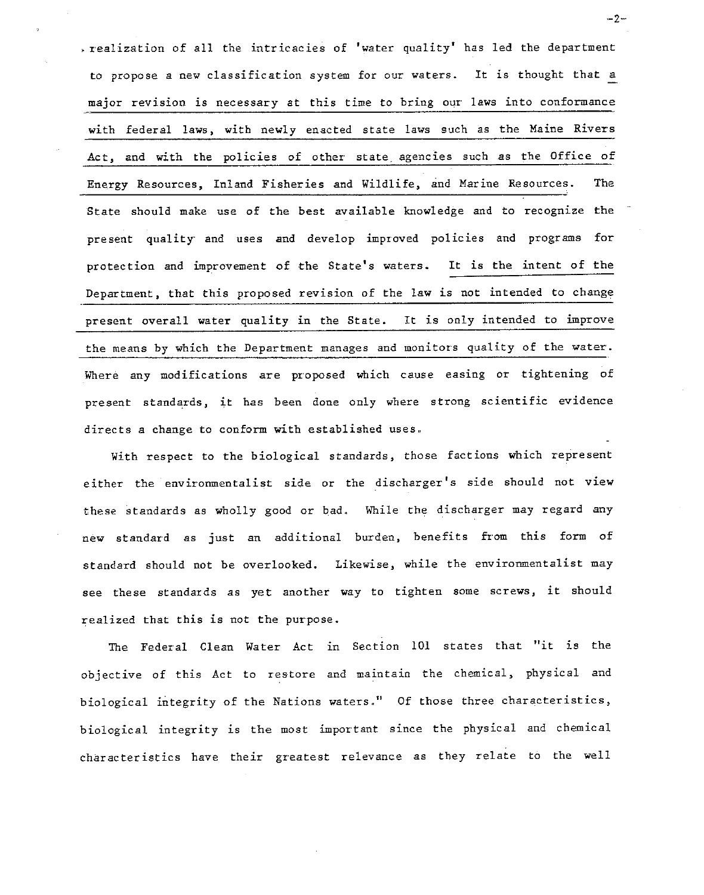realization of all the intricacies of 'water quality' has led the department to propose a new classification system for our waters. It is thought that a major revision is necessary at this time to bring our laws into conformance with federal laws, with newly enacted state laws such as the Maine Rivers Act, and with the policies of other state agencies such as the Office of Energy Resources, Inland Fisheries and Wildlife, and Marine Resources. The State should make use of the best available knowledge and to recognize the present quality and uses and develop improved policies and programs for protection and improvement of the State's waters. It is the intent of the Department, that this proposed revision of the law is not intended to change present overall water quality in the State. It is only intended to improve the means by which the Department manages and monitors quality of the water. Where any modifications are proposed which cause easing or tightening of present standards, it has been done only where strong scientific evidence directs a change to conform with established uses.

With respect to the biological standards, those factions which represent either the environmentalist side or the discharger's side should not view these standards as wholly good or bad. While the discharger may regard any new standard as just an additional burden, benefits from this form of standard should not be overlooked. Likewise, while the environmentalist may see these standards as yet another way to tighten some screws, it should realized that this is not the purpose.

The Federal Clean Water Act in Section 101 states that "it is the objective of this Act to restore and maintain the chemical, physical and biological integrity of the Nations waters." Of those three characteristics, biological integrity is the most important since the physical and chemical characteristics have their greatest relevance as they relate to the well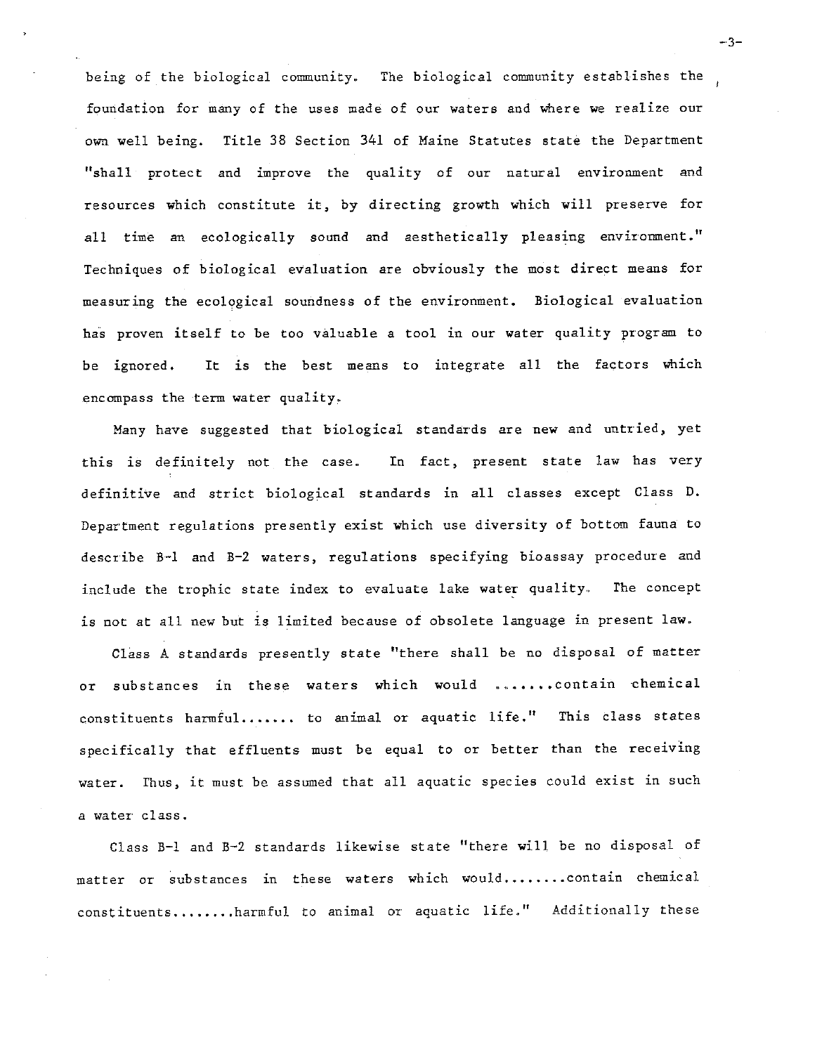being of the biological community. The biological community establishes the foundation for many of the uses made of our waters and where we realize our own well being. Title 38 Section 341 of Maine Statutes state the Department "shall protect and improve the quality of our natural environment and resources which constitute it, by directing growth which will preserve for all time an ecologically sound and aesthetically pleasing environment." Techniques of biological evaluation are obviously the most direct means for measuring the ecological soundness of the environment. Biological evaluation has proven itself to be too valuable a tool in our water quality program to be ignored. It is the best means to integrate all the factors which encompass the term water quality.

Many have suggested that biological standards are new and untried, yet this is definitely not the case. In fact, present state law has very definitive and strict biological standards in all classes except Class D. Department regulations presently exist which use diversity of bottom fauna to describe B-1 and B-2 waters, regulations specifying bioassay procedure and include the trophic state index to evaluate lake water quality. The concept is not at all new but is limited because of obsolete language in present law.

Class A standards presently state "there shall be no disposal of matter or substances in these waters which would .......contain chemical constituents harmful...... to animal or aquatic life." This class states specifically that effluents must be equal to or better than the receiving water. Thus, it must be assumed that all aquatic species could exist in such a water class.

Class B-1 and B-2 standards likewise state "there will be no disposal of matter or substances in these waters which would........contain chemical constituents........harmful to animal or aquatic life." Additionally these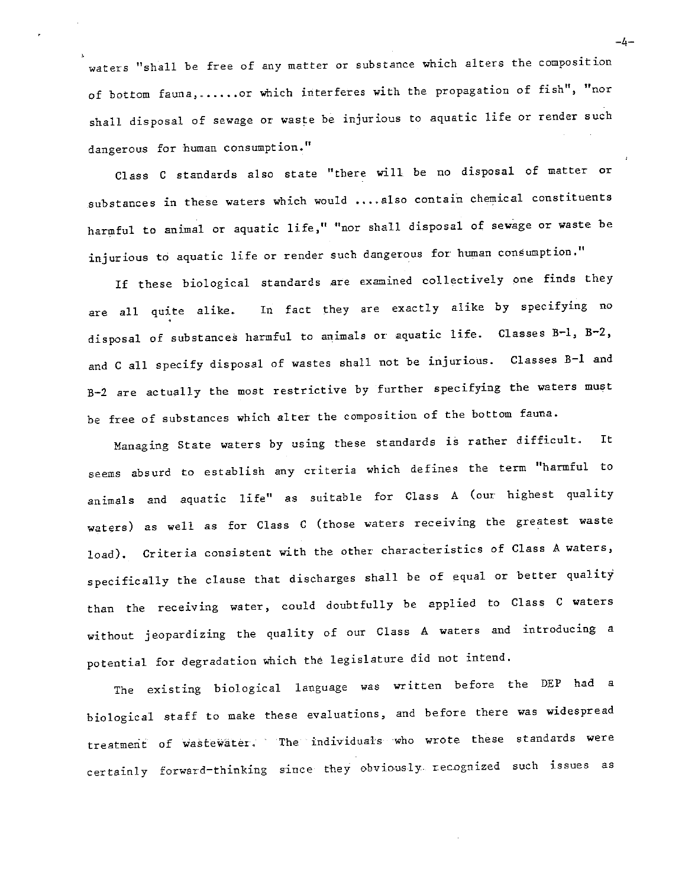waters "shall be free of any matter or substance which alters the composition of bottom fauna,......or which interferes with the propagation of fish", "nor shall disposal of sewage or waste be injurious to aquatic life or render such dangerous for human consumption."

Class C standards also state "there will be no disposal of matter or substances in these waters which would ....also contain chemical constituents harmful to animal or aquatic life," "nor shall disposal of sewage or waste be injurious to aquatic life or render such dangerous for human consumption."

If these biological standards are examined collectively one finds they are all quite alike. In fact they are exactly alike by specifying no disposal of substances harmful to animals or aquatic life. Classes B-1, B-2, and C all specify disposal of wastes shall not be injurious. Classes B-1 and B-2 are actually the most restrictive by further specifying the waters must be free of substances which alter the composition of the bottom fauna.

Managing State waters by using these standards is rather difficult. It seems absurd to establish any criteria which defines the term "harmful to animals and aquatic life" as suitable for Class A (our highest quality waters) as well as for Class C (those waters receiving the greatest waste load). Criteria consistent with the other characteristics of Class A waters, specifically the clause that discharges shall be of equal or better quality than the receiving water, could doubtfully be applied to Class C waters without jeopardizing the quality of our Class A waters and introducing a potential for degradation which the legislature did not intend.

The existing biological language was written before the DEP had a biological staff to make these evaluations, and before there was widespread treatment of wastewater. The individuals who wrote these standards were certainly forward-thinking since they obviously recognized such issues as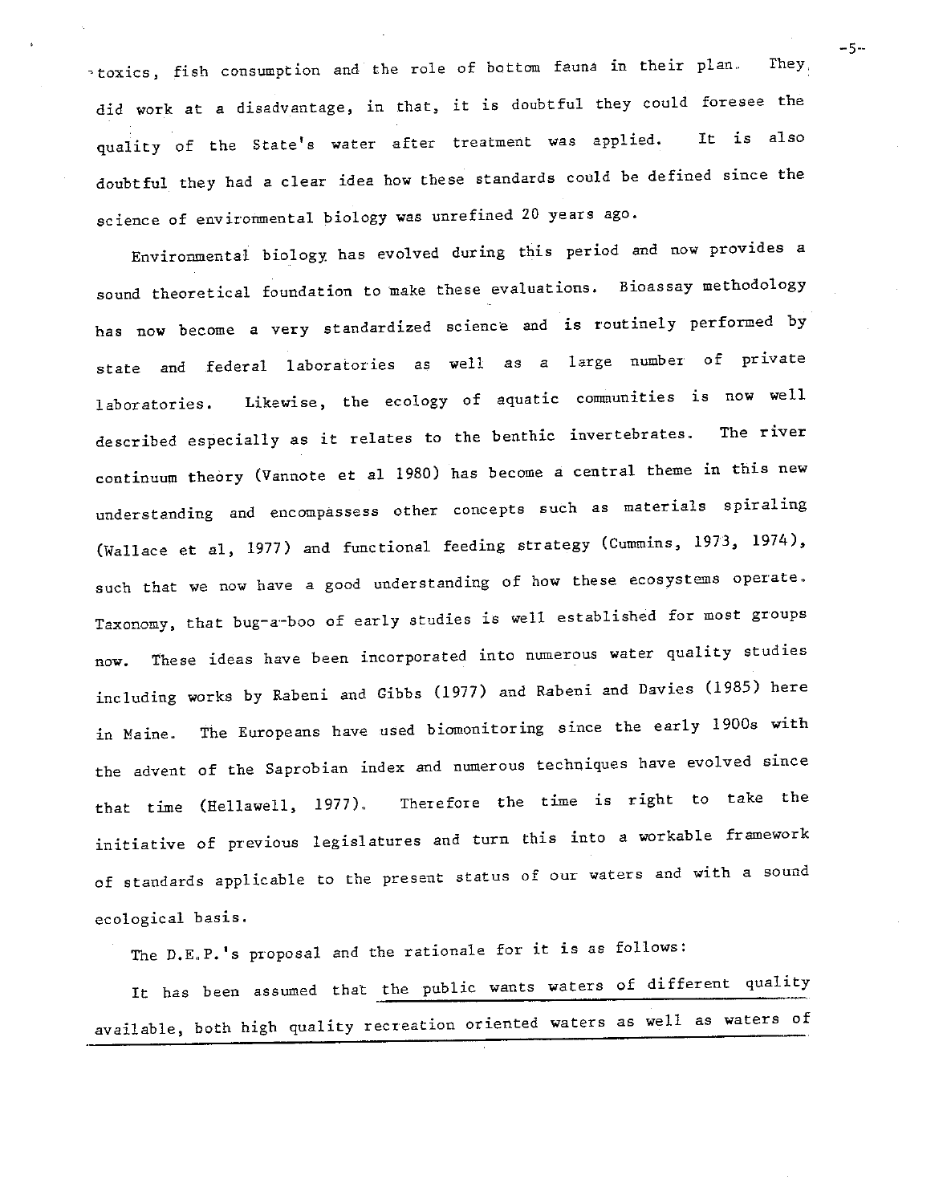toxics, fish consumption and the role of bottom fauna in their plan. They did work at a disadvantage, in that, it is doubtful they could foresee the quality of the State's water after treatment was applied. It is also doubtful they had a clear idea how these standards could be defined since the science of environmental biology was unrefined 20 years ago.

Environmental biology has evolved during this period and now provides a sound theoretical foundation to make these evaluations. Bioassay methodology has now become a very standardized science and is routinely performed by state and federal laboratories as well as a large number of private laboratories. Likewise, the ecology of aquatic communities is now well described especially as it relates to the benthic invertebrates. The river continuum theory (Vannote et al 1980) has become a central theme in this new understanding and encompassess other concepts such as materials spiraling (Wallace et al, 1977) and functional feeding strategy (Cummins, 1973, 1974), such that we now have a good understanding of how these ecosystems operate. Taxonomy, that bug-a-boo of early studies is well established for most groups now. These ideas have been incorporated into numerous water quality studies including works by Rabeni and Gibbs (1977) and Rabeni and Davies (1985) here in Maine. The Europeans have used biomonitoring since the early 1900s with the advent of the Saprobian index and numerous techniques have evolved since that time (Hellawell, 1977). Therefore the time is right to take the initiative of previous legislatures and turn this into a workable framework of standards applicable to the present status of our waters and with a sound ecological basis.

The D.E.P.'s proposal and the rationale for it is as follows:

It has been assumed that <u>the public wants waters of different quality available, both high quality recreation oriented waters as well as waters of</u>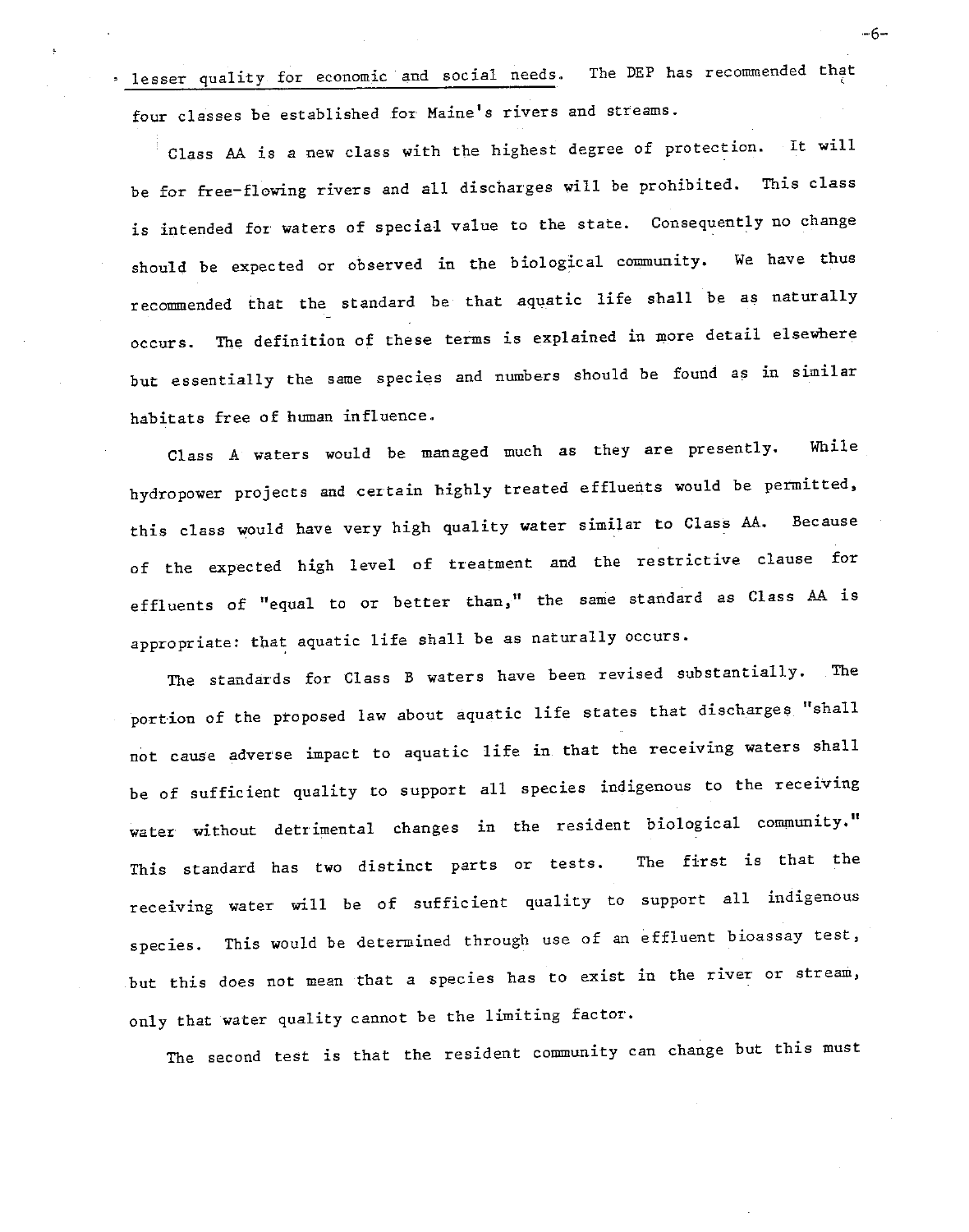lesser quality for economic and social needs. The DEP has recommended that four classes be established for Maine's rivers and streams.

Class AA is a new class with the highest degree of protection. It will be for free-flowing rivers and all discharges will be prohibited. This class is intended for waters of special value to the state. Consequently no change should be expected or observed in the biological community. We have thus recommended that the standard be that aquatic life shall be as naturally occurs. The definition of these terms is explained in more detail elsewhere but essentially the same species and numbers should be found as in similar habitats free of human influence.

Class A waters would be managed much as they are presently. While hydropower projects and certain highly treated effluents would be permitted, this class would have very high quality water similar to Class AA. Because of the expected high level of treatment and the restrictive clause for effluents of "equal to or better than," the same standard as Class AA is appropriate: that aquatic life shall be as naturally occurs.

The standards for Class B waters have been revised substantially. The portion of the proposed law about aquatic life states that discharges "shall not cause adverse impact to aquatic life in that the receiving waters shall be of sufficient quality to support all species indigenous to the receiving water without detrimental changes in the resident biological community." This standard has two distinct parts or tests. The first is that the receiving water will be of sufficient quality to support all indigenous species. This would be determined through use of an effluent bioassay test, but this does not mean that a species has to exist in the river or stream, only that water quality cannot be the limiting factor.

The second test is that the resident community can change but this must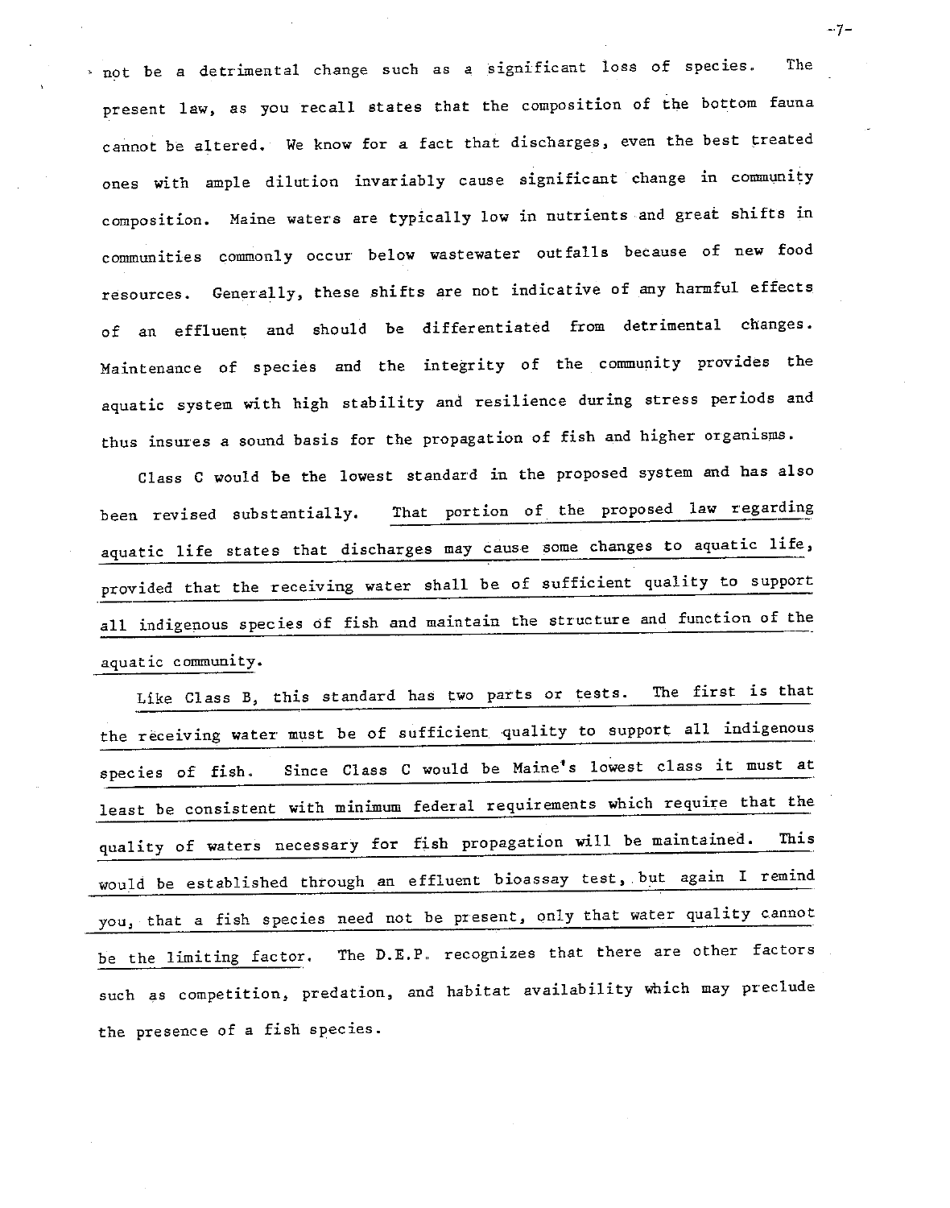not be a detrimental change such as a significant loss of species. The present law, as you recall states that the composition of the bottom fauna cannot be altered. We know for a fact that discharges, even the best treated ones with ample dilution invariably cause significant change in community composition. Maine waters are typically low in nutrients and great shifts in communities commonly occur below wastewater outfalls because of new food resources. Generally, these shifts are not indicative of any harmful effects of an effluent and should be differentiated from detrimental changes. Maintenance of species and the integrity of the community provides the aquatic system with high stability and resilience during stress periods and thus insures a sound basis for the propagation of fish and higher organisms.

Class C would be the lowest standard in the proposed system and has also been revised substantially. <u>That portion of the proposed law regarding aquatic life states that discharges may cause some changes to aquatic life, provided that the receiving water shall be of sufficient quality to support all indigenous species of fish and maintain the structure and function of the aquatic community.</u>

<u>Like Class B, this standard has two parts or tests. The first is that the receiving water must be of sufficient quality to support all indigenous species of fish. Since Class C would be Maine's lowest class it must at least be consistent with minimum federal requirements which require that the quality of waters necessary for fish propagation will be maintained. This would be established through an effluent bioassay test, but again I remind you, that a fish species need not be present, only that water quality cannot be the limiting factor.</u> The D.E.P. recognizes that there are other factors such as competition, predation, and habitat availability which may preclude the presence of a fish species.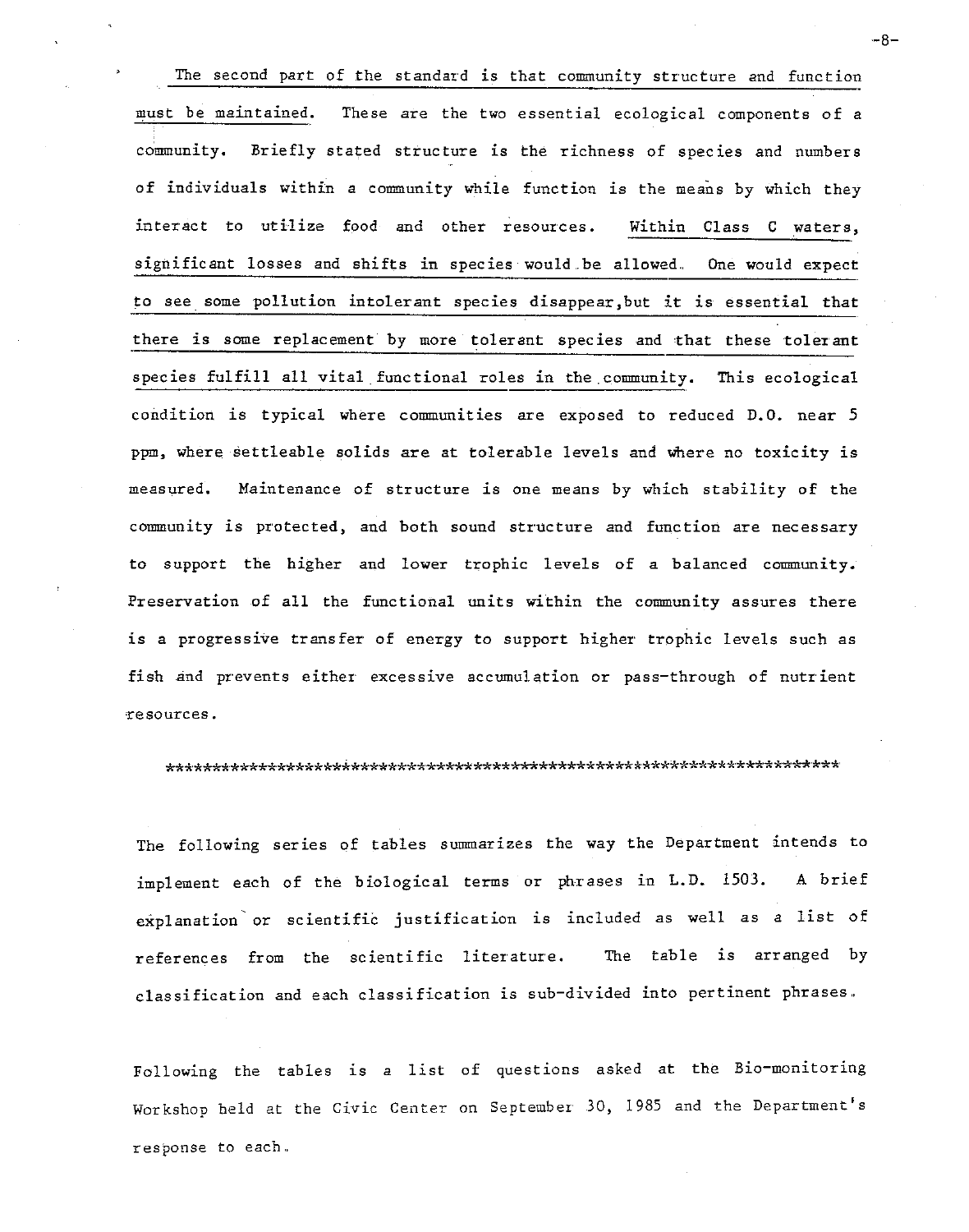The second part of the standard is that community structure and function must be maintained. These are the two essential ecological components of a community. Briefly stated structure is the richness of species and numbers of individuals within a community while function is the means by which they interact to utilize food and other resources. Within Class C waters, significant losses and shifts in species would be allowed. One would expect to see some pollution intolerant species disappear,but it is essential that there is some replacement by more tolerant species and that these tolerant species fulfill all vital functional roles in the community. This ecological condition is typical where communities are exposed to reduced D.O. near 5 ppm, where settleable solids are at tolerable levels and where no toxicity is measured. Maintenance of structure is one means by which stability of the community is protected, and both sound structure and function are necessary to support the higher and lower trophic levels of a balanced community. Preservation of all the functional units within the community assures there is a progressive transfer of energy to support higher trophic levels such as fish and prevents either excessive accumulation or pass-through of nutrient resources.

***************************************************************************

The following series of tables summarizes the way the Department intends to implement each of the biological terms or phrases in L.D. 1503. A brief explanation or scientific justification is included as well as a list of references from the scientific literature. The table is arranged by classification and each classification is sub-divided into pertinent phrases.

Following the tables is a list of questions asked at the Bio-monitoring Workshop held at the Civic Center on September 30, 1985 and the Department's response to each.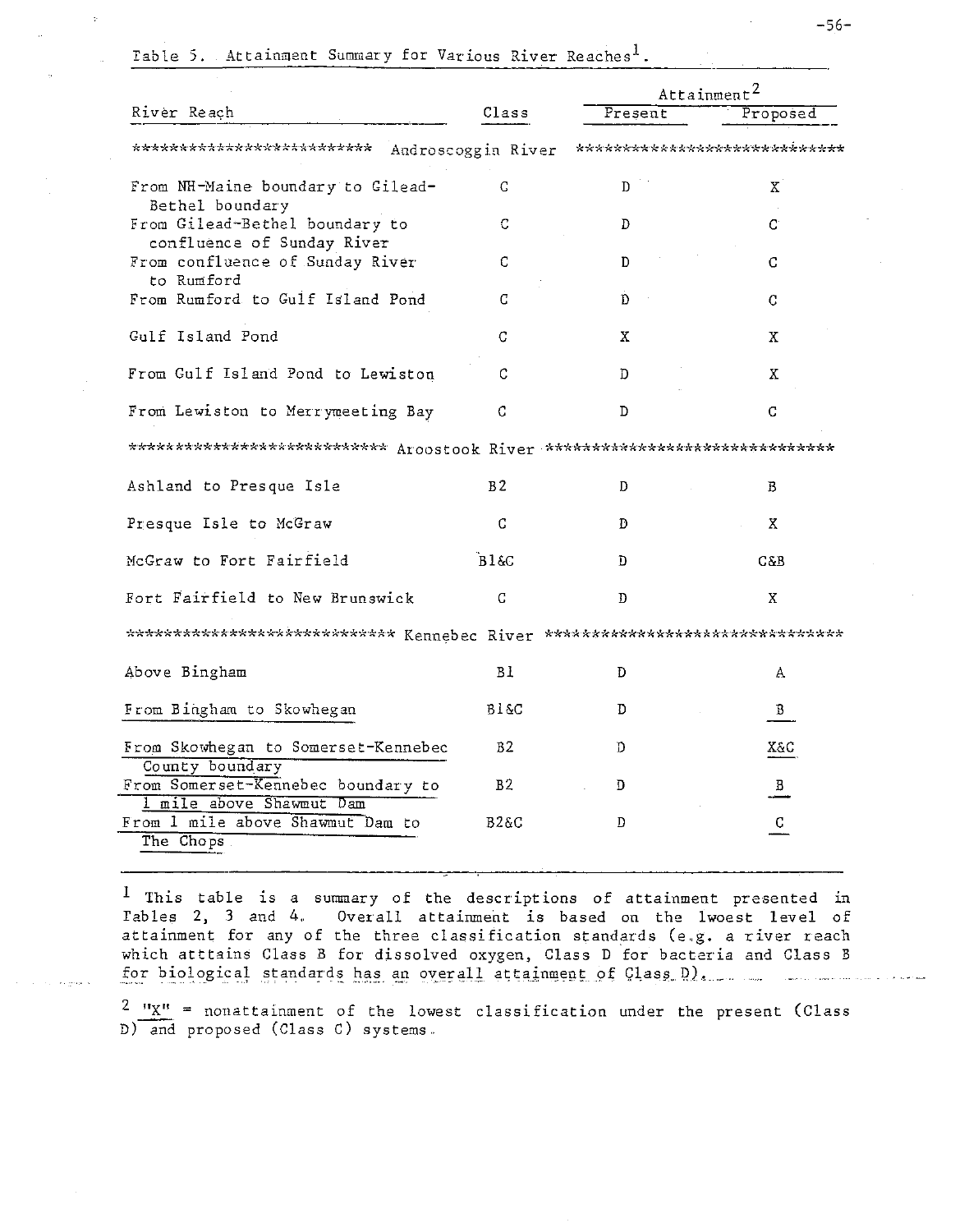Table 5. Attainment Summary for Various River Reaches[1].

| River Reach | Class | Attainment[2] | |
|---|---|---|---|
| | | Present | Proposed |
| **Androscoggin River** | | | |
| From NH-Maine boundary to Gilead-Bethel boundary | C | D | X |
| From Gilead-Bethel boundary to confluence of Sunday River | C | D | C |
| From confluence of Sunday River to Rumford | C | D | C |
| From Rumford to Gulf Island Pond | C | D | C |
| Gulf Island Pond | C | X | X |
| From Gulf Island Pond to Lewiston | C | D | X |
| From Lewiston to Merrymeeting Bay | C | D | C |
| **Aroostook River** | | | |
| Ashland to Presque Isle | B2 | D | B |
| Presque Isle to McGraw | C | D | X |
| McGraw to Fort Fairfield | B1&C | D | C&B |
| Fort Fairfield to New Brunswick | C | D | X |
| **Kennebec River** | | | |
| Above Bingham | B1 | D | A |
| From Bingham to Skowhegan | B1&C | D | B |
| From Skowhegan to Somerset-Kennebec County boundary | B2 | D | X&C |
| From Somerset-Kennebec boundary to 1 mile above Shawmut Dam | B2 | D | B |
| From 1 mile above Shawmut Dam to The Chops | B2&C | D | C |

[1] This table is a summary of the descriptions of attainment presented in Tables 2, 3 and 4. Overall attainment is based on the lwoest level of attainment for any of the three classification standards (e.g. a river reach which atttains Class B for dissolved oxygen, Class D for bacteria and Class B for biological standards has an overall attainment of Class D).

[2] "X" = nonattainment of the lowest classification under the present (Class D) and proposed (Class C) systems.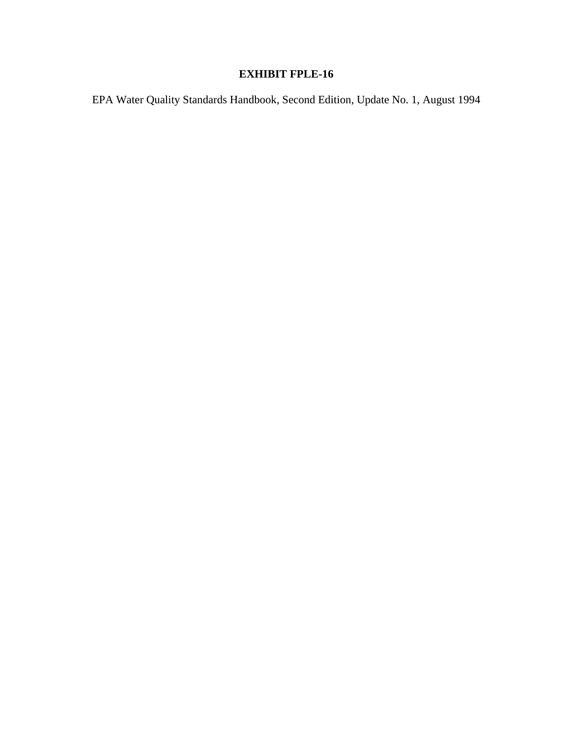# EXHIBIT FPLE-16

EPA Water Quality Standards Handbook, Second Edition, Update No. 1, August 1994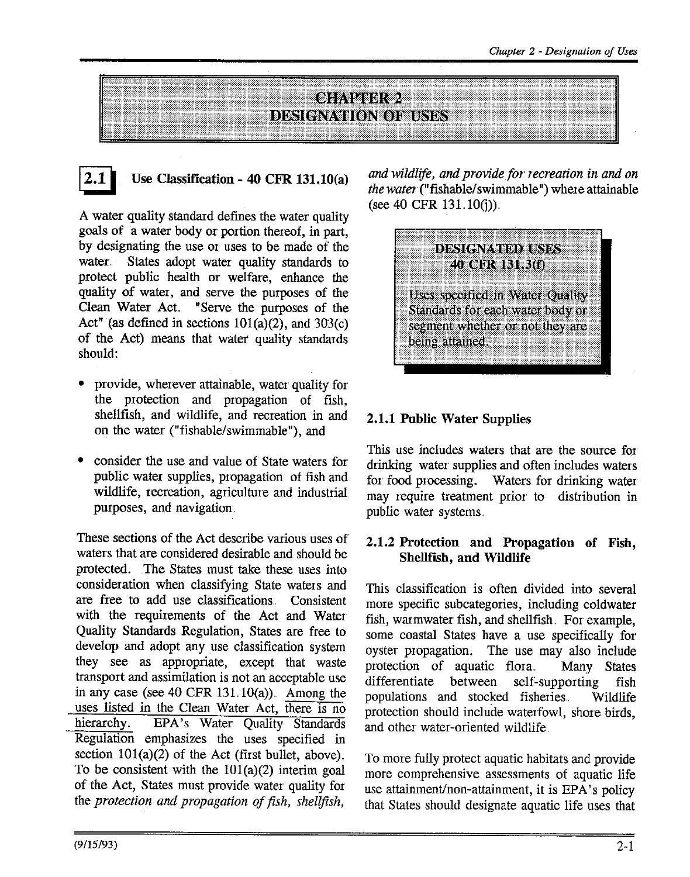# CHAPTER 2
# DESIGNATION OF USES

## 2.1 Use Classification - 40 CFR 131.10(a)

A water quality standard defines the water quality goals of a water body or portion thereof, in part, by designating the use or uses to be made of the water. States adopt water quality standards to protect public health or welfare, enhance the quality of water, and serve the purposes of the Clean Water Act. "Serve the purposes of the Act" (as defined in sections 101(a)(2), and 303(c) of the Act) means that water quality standards should:

- provide, wherever attainable, water quality for the protection and propagation of fish, shellfish, and wildlife, and recreation in and on the water ("fishable/swimmable"), and
- consider the use and value of State waters for public water supplies, propagation of fish and wildlife, recreation, agriculture and industrial purposes, and navigation.

These sections of the Act describe various uses of waters that are considered desirable and should be protected. The States must take these uses into consideration when classifying State waters and are free to add use classifications. Consistent with the requirements of the Act and Water Quality Standards Regulation, States are free to develop and adopt any use classification system they see as appropriate, except that waste transport and assimilation is not an acceptable use in any case (see 40 CFR 131.10(a)). Among the uses listed in the Clean Water Act, there is no hierarchy. EPA's Water Quality Standards Regulation emphasizes the uses specified in section 101(a)(2) of the Act (first bullet, above). To be consistent with the 101(a)(2) interim goal of the Act, States must provide water quality for the *protection and propagation of fish, shellfish, and wildlife, and provide for recreation in and on the water* ("fishable/swimmable") where attainable (see 40 CFR 131.10(j)).

> **DESIGNATED USES**
> **40 CFR 131.3(f)**
>
> Uses specified in Water Quality Standards for each water body or segment whether or not they are being attained.

### 2.1.1 Public Water Supplies

This use includes waters that are the source for drinking water supplies and often includes waters for food processing. Waters for drinking water may require treatment prior to distribution in public water systems.

### 2.1.2 Protection and Propagation of Fish, Shellfish, and Wildlife

This classification is often divided into several more specific subcategories, including coldwater fish, warmwater fish, and shellfish. For example, some coastal States have a use specifically for oyster propagation. The use may also include protection of aquatic flora. Many States differentiate between self-supporting fish populations and stocked fisheries. Wildlife protection should include waterfowl, shore birds, and other water-oriented wildlife.

To more fully protect aquatic habitats and provide more comprehensive assessments of aquatic life use attainment/non-attainment, it is EPA's policy that States should designate aquatic life uses that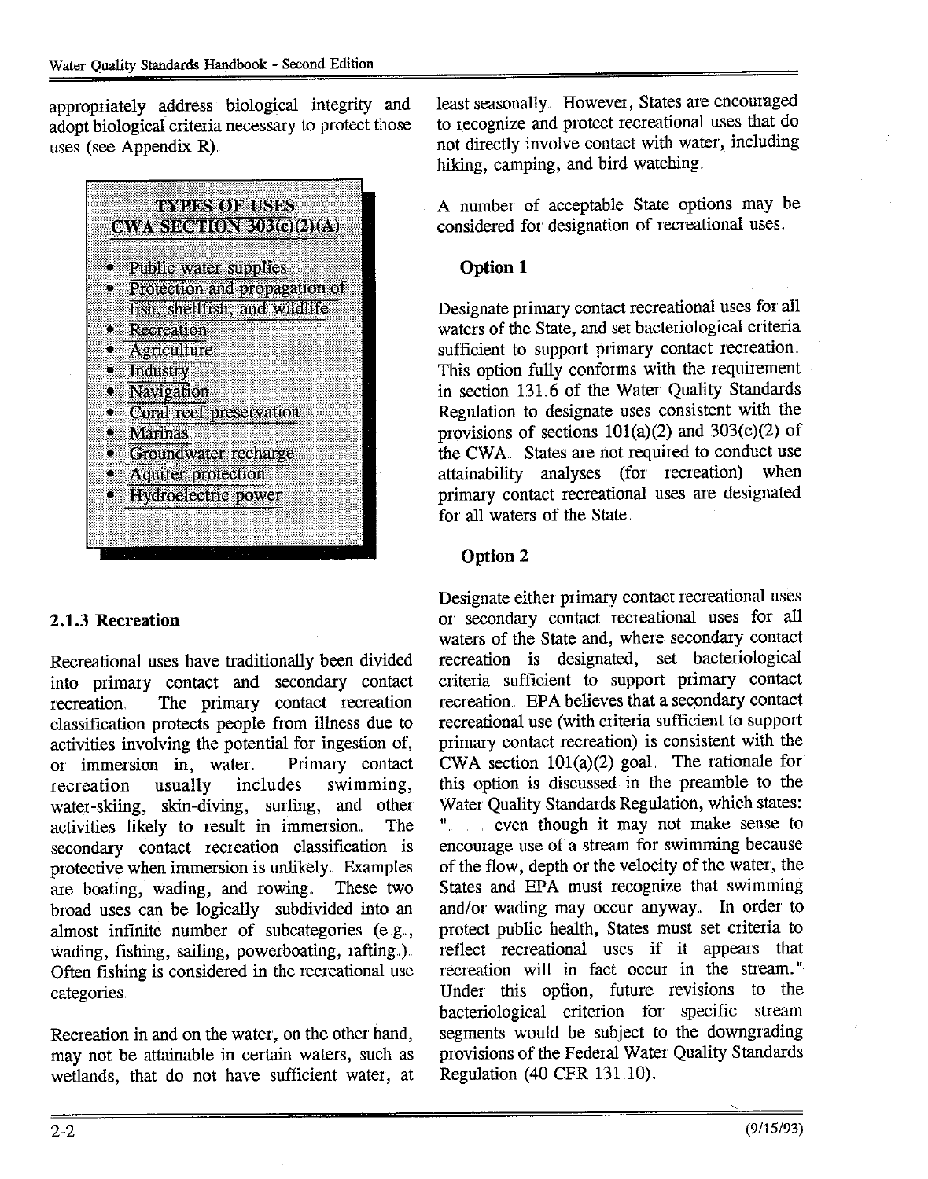appropriately address biological integrity and adopt biological criteria necessary to protect those uses (see Appendix R).

**TYPES OF USES CWA SECTION 303(c)(2)(A)**

- Public water supplies
- Protection and propagation of fish, shellfish, and wildlife
- Recreation
- Agriculture
- Industry
- Navigation
- Coral reef preservation
- Marinas
- Groundwater recharge
- Aquifer protection
- Hydroelectric power

### 2.1.3 Recreation

Recreational uses have traditionally been divided into primary contact and secondary contact recreation. The primary contact recreation classification protects people from illness due to activities involving the potential for ingestion of, or immersion in, water. Primary contact recreation usually includes swimming, water-skiing, skin-diving, surfing, and other activities likely to result in immersion. The secondary contact recreation classification is protective when immersion is unlikely. Examples are boating, wading, and rowing. These two broad uses can be logically subdivided into an almost infinite number of subcategories (e.g., wading, fishing, sailing, powerboating, rafting.). Often fishing is considered in the recreational use categories.

Recreation in and on the water, on the other hand, may not be attainable in certain waters, such as wetlands, that do not have sufficient water, at least seasonally. However, States are encouraged to recognize and protect recreational uses that do not directly involve contact with water, including hiking, camping, and bird watching.

A number of acceptable State options may be considered for designation of recreational uses.

**Option 1**

Designate primary contact recreational uses for all waters of the State, and set bacteriological criteria sufficient to support primary contact recreation. This option fully conforms with the requirement in section 131.6 of the Water Quality Standards Regulation to designate uses consistent with the provisions of sections 101(a)(2) and 303(c)(2) of the CWA. States are not required to conduct use attainability analyses (for recreation) when primary contact recreational uses are designated for all waters of the State.

**Option 2**

Designate either primary contact recreational uses or secondary contact recreational uses for all waters of the State and, where secondary contact recreation is designated, set bacteriological criteria sufficient to support primary contact recreation. EPA believes that a secondary contact recreational use (with criteria sufficient to support primary contact recreation) is consistent with the CWA section 101(a)(2) goal. The rationale for this option is discussed in the preamble to the Water Quality Standards Regulation, which states: ". . . even though it may not make sense to encourage use of a stream for swimming because of the flow, depth or the velocity of the water, the States and EPA must recognize that swimming and/or wading may occur anyway. In order to protect public health, States must set criteria to reflect recreational uses if it appears that recreation will in fact occur in the stream." Under this option, future revisions to the bacteriological criterion for specific stream segments would be subject to the downgrading provisions of the Federal Water Quality Standards Regulation (40 CFR 131.10).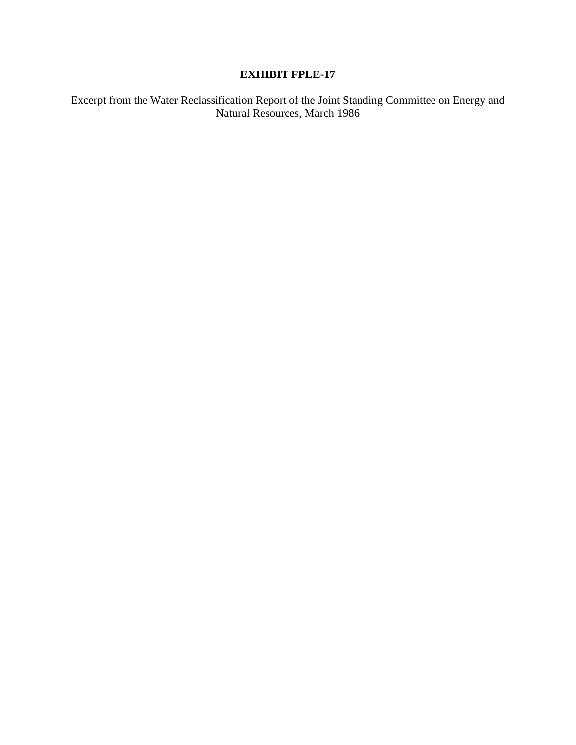**EXHIBIT FPLE-17**

Excerpt from the Water Reclassification Report of the Joint Standing Committee on Energy and Natural Resources, March 1986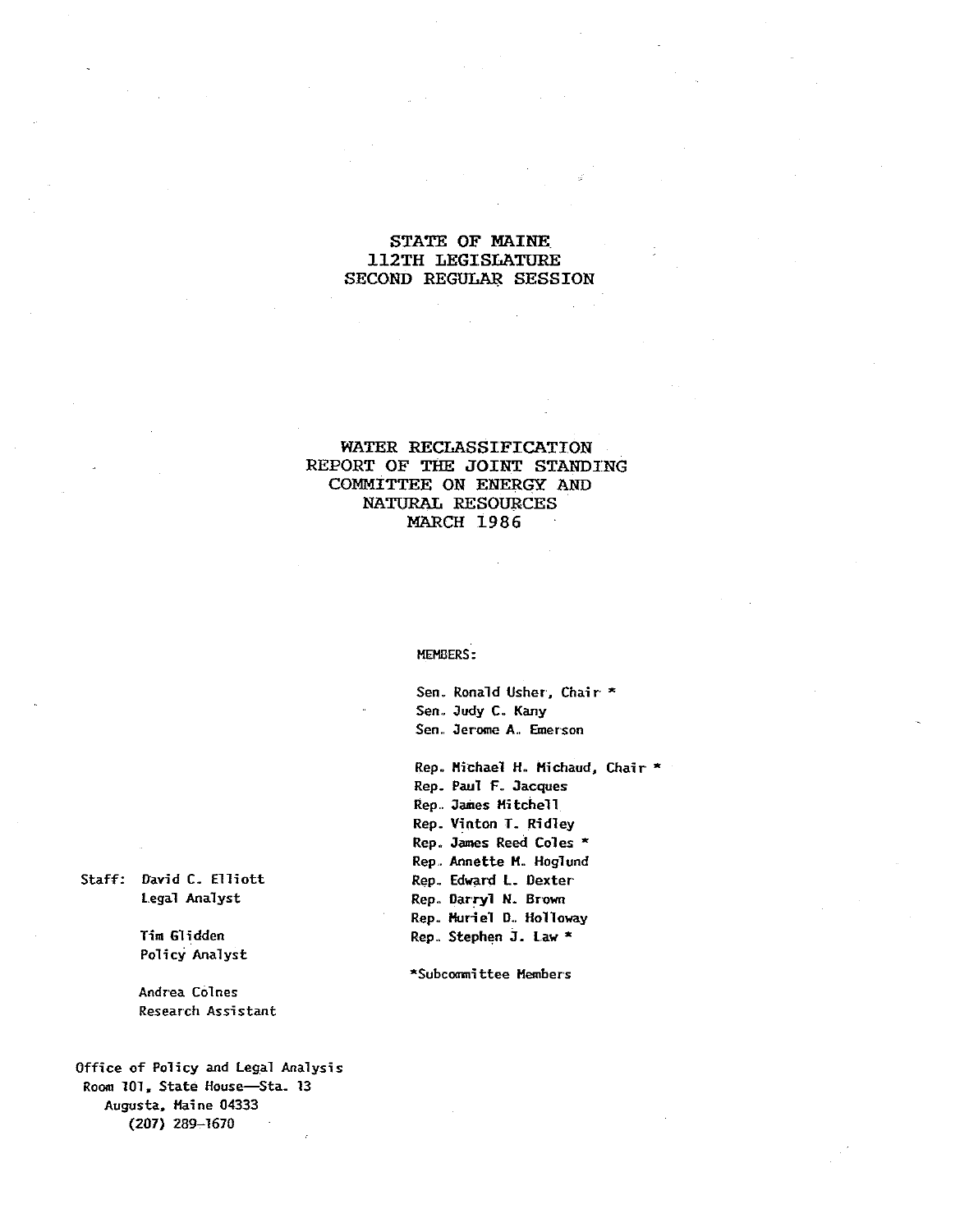# STATE OF MAINE
## 112TH LEGISLATURE
## SECOND REGULAR SESSION

## WATER RECLASSIFICATION
## REPORT OF THE JOINT STANDING COMMITTEE ON ENERGY AND NATURAL RESOURCES
## MARCH 1986

MEMBERS:

Sen. Ronald Usher, Chair *
Sen. Judy C. Kany
Sen. Jerome A. Emerson

Rep. Michael H. Michaud, Chair *
Rep. Paul F. Jacques
Rep. James Mitchell
Rep. Vinton T. Ridley
Rep. James Reed Coles *
Rep. Annette M. Hoglund
Rep. Edward L. Dexter
Rep. Darryl N. Brown
Rep. Muriel D. Holloway
Rep. Stephen J. Law *

*Subcommittee Members

Staff: David C. Elliott
Legal Analyst

Tim Glidden
Policy Analyst

Andrea Colnes
Research Assistant

Office of Policy and Legal Analysis
Room 101, State House—Sta. 13
Augusta, Maine 04333
(207) 289-1670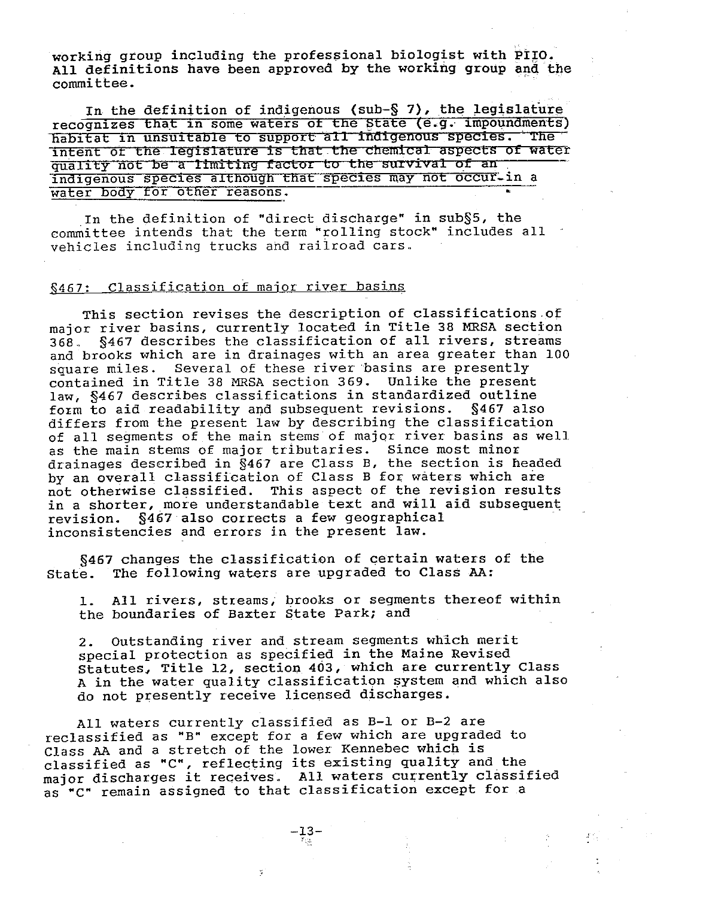working group including the professional biologist with PIIO. All definitions have been approved by the working group and the committee.

In the definition of indigenous (sub-§ 7), the legislature recognizes that in some waters of the State (e.g. impoundments) habitat in unsuitable to support all indigenous species. The intent of the legislature is that the chemical aspects of water quality not be a limiting factor to the survival of an indigenous species although that species may not occur in a water body for other reasons.

In the definition of "direct discharge" in sub§5, the committee intends that the term "rolling stock" includes all vehicles including trucks and railroad cars.

§467: Classification of major river basins

This section revises the description of classifications of major river basins, currently located in Title 38 MRSA section 368. §467 describes the classification of all rivers, streams and brooks which are in drainages with an area greater than 100 square miles. Several of these river basins are presently contained in Title 38 MRSA section 369. Unlike the present law, §467 describes classifications in standardized outline form to aid readability and subsequent revisions. §467 also differs from the present law by describing the classification of all segments of the main stems of major river basins as well as the main stems of major tributaries. Since most minor drainages described in §467 are Class B, the section is headed by an overall classification of Class B for waters which are not otherwise classified. This aspect of the revision results in a shorter, more understandable text and will aid subsequent revision. §467 also corrects a few geographical inconsistencies and errors in the present law.

§467 changes the classification of certain waters of the State. The following waters are upgraded to Class AA:

1. All rivers, streams, brooks or segments thereof within the boundaries of Baxter State Park; and

2. Outstanding river and stream segments which merit special protection as specified in the Maine Revised Statutes, Title 12, section 403, which are currently Class A in the water quality classification system and which also do not presently receive licensed discharges.

All waters currently classified as B-1 or B-2 are reclassified as "B" except for a few which are upgraded to Class AA and a stretch of the lower Kennebec which is classified as "C", reflecting its existing quality and the major discharges it receives. All waters currently classified as "C" remain assigned to that classification except for a